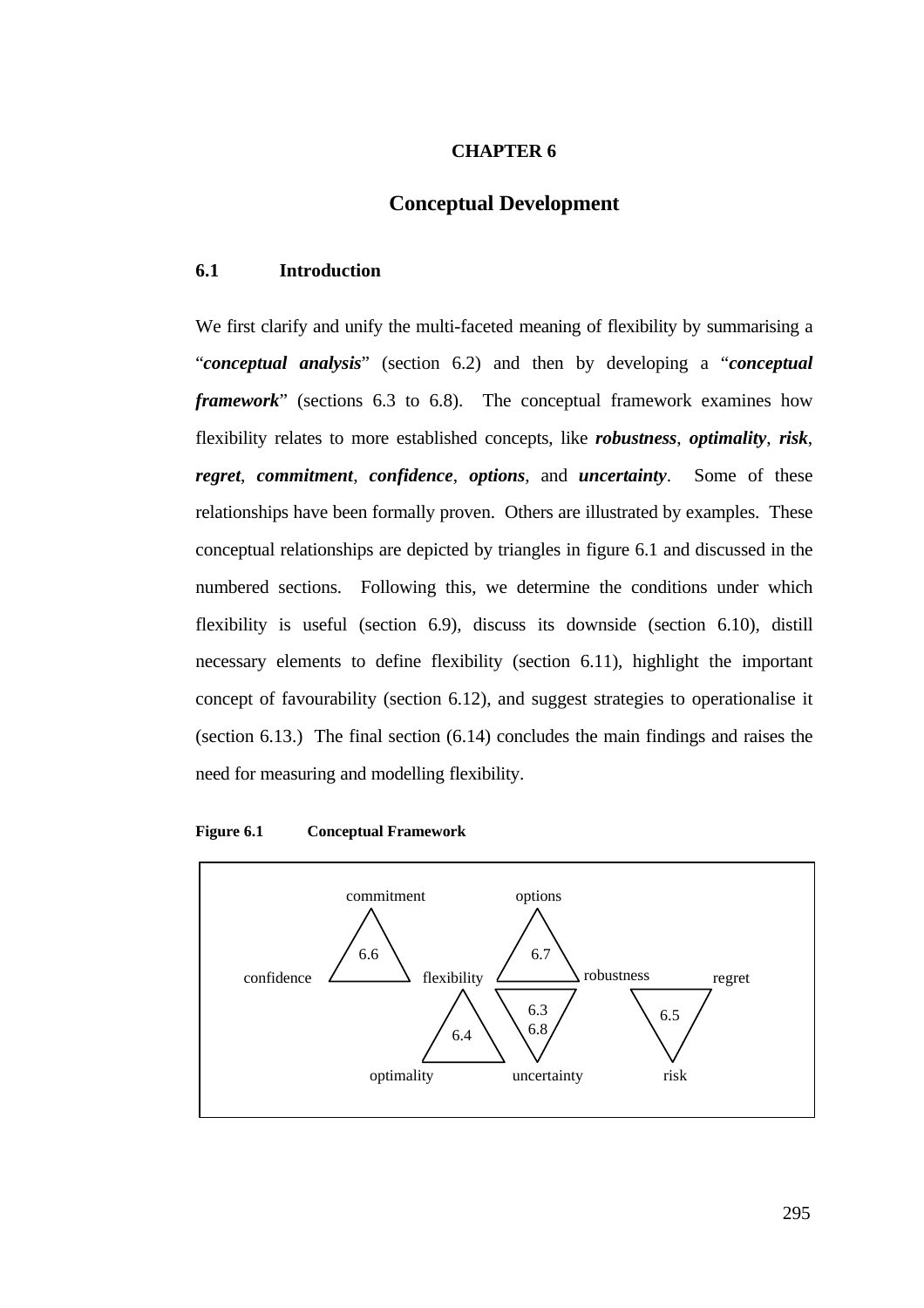# CHAPTER 6

## Conceptual Development

### 6.1 Introduction

We first clarify and unify the multi-faceted meaning of flexibility by summarising a "***conceptual analysis***" (section 6.2) and then by developing a "***conceptual framework***" (sections 6.3 to 6.8). The conceptual framework examines how flexibility relates to more established concepts, like ***robustness***, ***optimality***, ***risk***, ***regret***, ***commitment***, ***confidence***, ***options***, and ***uncertainty***. Some of these relationships have been formally proven. Others are illustrated by examples. These conceptual relationships are depicted by triangles in figure 6.1 and discussed in the numbered sections. Following this, we determine the conditions under which flexibility is useful (section 6.9), discuss its downside (section 6.10), distill necessary elements to define flexibility (section 6.11), highlight the important concept of favourability (section 6.12), and suggest strategies to operationalise it (section 6.13.) The final section (6.14) concludes the main findings and raises the need for measuring and modelling flexibility.

**Figure 6.1 Conceptual Framework**

commitment — options

6.6 — 6.7

confidence — flexibility — robustness — regret

6.3 / 6.8 — 6.5 — 6.4

optimality — uncertainty — risk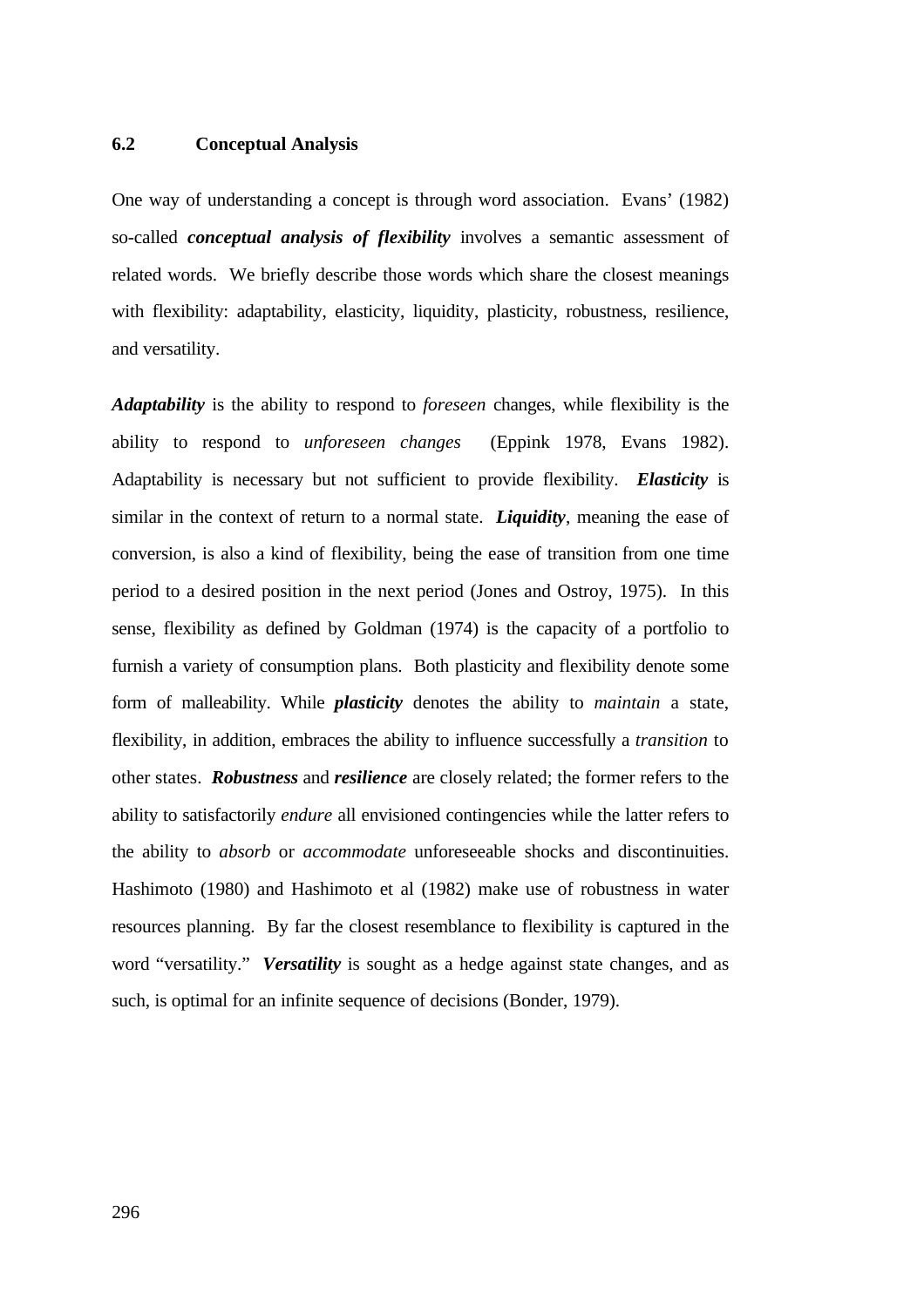## 6.2 Conceptual Analysis

One way of understanding a concept is through word association. Evans' (1982) so-called ***conceptual analysis of flexibility*** involves a semantic assessment of related words. We briefly describe those words which share the closest meanings with flexibility: adaptability, elasticity, liquidity, plasticity, robustness, resilience, and versatility.

***Adaptability*** is the ability to respond to *foreseen* changes, while flexibility is the ability to respond to *unforeseen changes* (Eppink 1978, Evans 1982). Adaptability is necessary but not sufficient to provide flexibility. ***Elasticity*** is similar in the context of return to a normal state. ***Liquidity***, meaning the ease of conversion, is also a kind of flexibility, being the ease of transition from one time period to a desired position in the next period (Jones and Ostroy, 1975). In this sense, flexibility as defined by Goldman (1974) is the capacity of a portfolio to furnish a variety of consumption plans. Both plasticity and flexibility denote some form of malleability. While ***plasticity*** denotes the ability to *maintain* a state, flexibility, in addition, embraces the ability to influence successfully a *transition* to other states. ***Robustness*** and ***resilience*** are closely related; the former refers to the ability to satisfactorily *endure* all envisioned contingencies while the latter refers to the ability to *absorb* or *accommodate* unforeseeable shocks and discontinuities. Hashimoto (1980) and Hashimoto et al (1982) make use of robustness in water resources planning. By far the closest resemblance to flexibility is captured in the word "versatility." ***Versatility*** is sought as a hedge against state changes, and as such, is optimal for an infinite sequence of decisions (Bonder, 1979).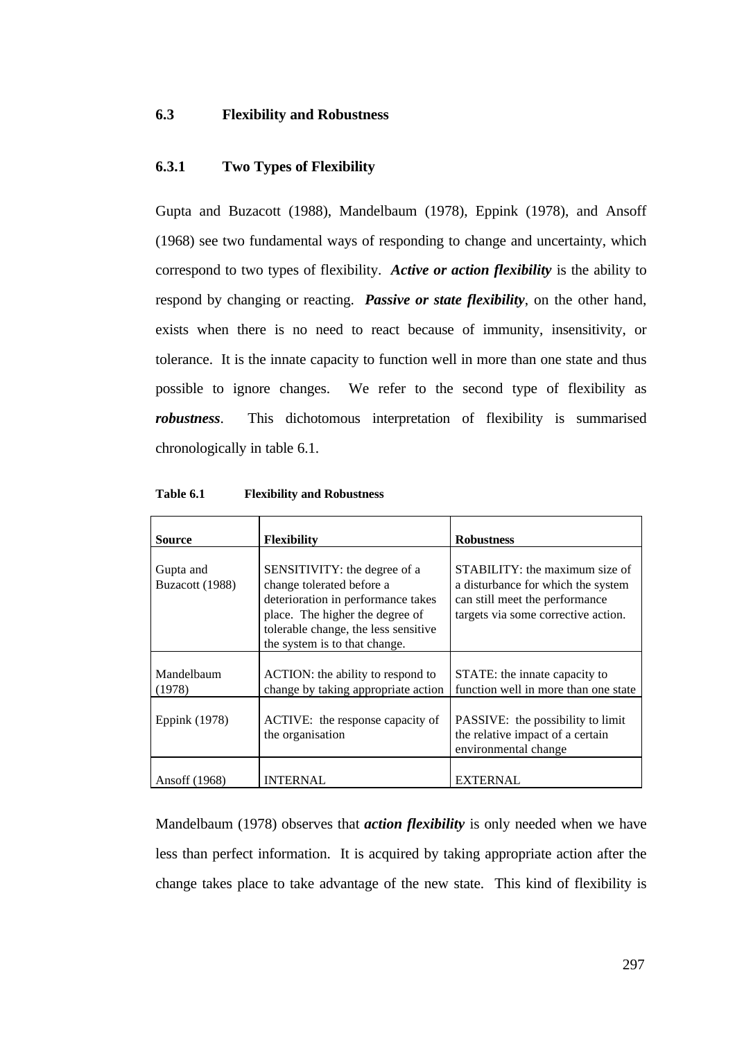## 6.3 Flexibility and Robustness

### 6.3.1 Two Types of Flexibility

Gupta and Buzacott (1988), Mandelbaum (1978), Eppink (1978), and Ansoff (1968) see two fundamental ways of responding to change and uncertainty, which correspond to two types of flexibility. ***Active or action flexibility*** is the ability to respond by changing or reacting. ***Passive or state flexibility***, on the other hand, exists when there is no need to react because of immunity, insensitivity, or tolerance. It is the innate capacity to function well in more than one state and thus possible to ignore changes. We refer to the second type of flexibility as ***robustness***. This dichotomous interpretation of flexibility is summarised chronologically in table 6.1.

**Table 6.1 Flexibility and Robustness**

| **Source** | **Flexibility** | **Robustness** |
|---|---|---|
| Gupta and Buzacott (1988) | SENSITIVITY: the degree of a change tolerated before a deterioration in performance takes place. The higher the degree of tolerable change, the less sensitive the system is to that change. | STABILITY: the maximum size of a disturbance for which the system can still meet the performance targets via some corrective action. |
| Mandelbaum (1978) | ACTION: the ability to respond to change by taking appropriate action | STATE: the innate capacity to function well in more than one state |
| Eppink (1978) | ACTIVE: the response capacity of the organisation | PASSIVE: the possibility to limit the relative impact of a certain environmental change |
| Ansoff (1968) | INTERNAL | EXTERNAL |

Mandelbaum (1978) observes that ***action flexibility*** is only needed when we have less than perfect information. It is acquired by taking appropriate action after the change takes place to take advantage of the new state. This kind of flexibility is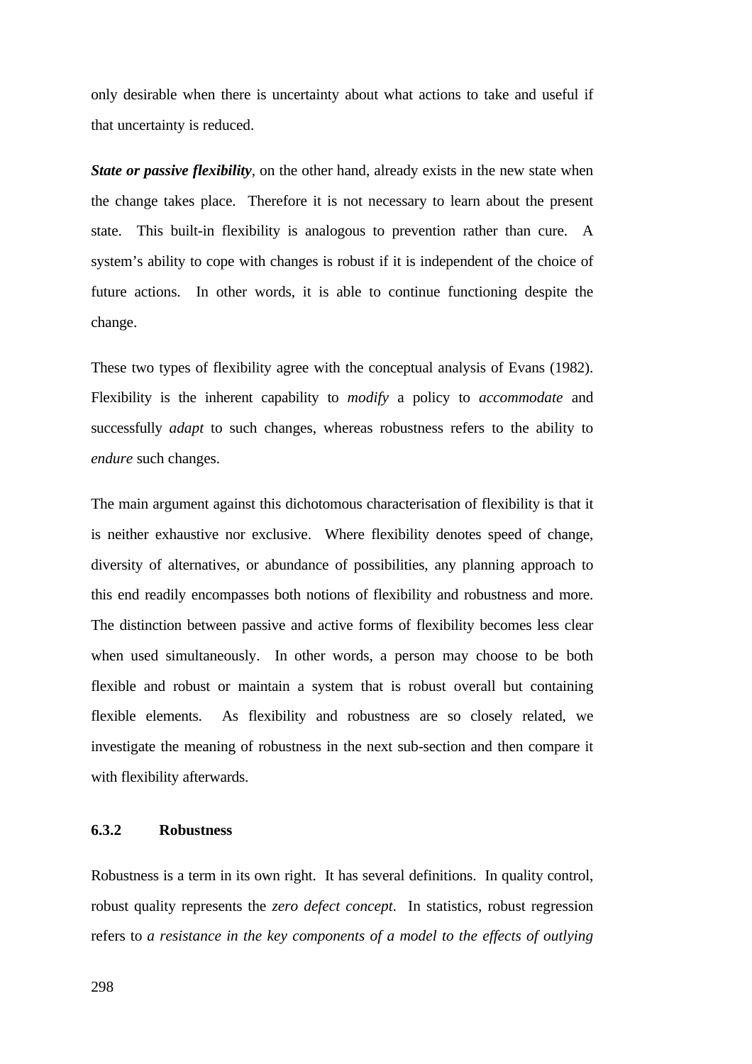only desirable when there is uncertainty about what actions to take and useful if that uncertainty is reduced.

***State or passive flexibility***, on the other hand, already exists in the new state when the change takes place. Therefore it is not necessary to learn about the present state. This built-in flexibility is analogous to prevention rather than cure. A system's ability to cope with changes is robust if it is independent of the choice of future actions. In other words, it is able to continue functioning despite the change.

These two types of flexibility agree with the conceptual analysis of Evans (1982). Flexibility is the inherent capability to *modify* a policy to *accommodate* and successfully *adapt* to such changes, whereas robustness refers to the ability to *endure* such changes.

The main argument against this dichotomous characterisation of flexibility is that it is neither exhaustive nor exclusive. Where flexibility denotes speed of change, diversity of alternatives, or abundance of possibilities, any planning approach to this end readily encompasses both notions of flexibility and robustness and more. The distinction between passive and active forms of flexibility becomes less clear when used simultaneously. In other words, a person may choose to be both flexible and robust or maintain a system that is robust overall but containing flexible elements. As flexibility and robustness are so closely related, we investigate the meaning of robustness in the next sub-section and then compare it with flexibility afterwards.

### 6.3.2 Robustness

Robustness is a term in its own right. It has several definitions. In quality control, robust quality represents the *zero defect concept.* In statistics, robust regression refers to *a resistance in the key components of a model to the effects of outlying*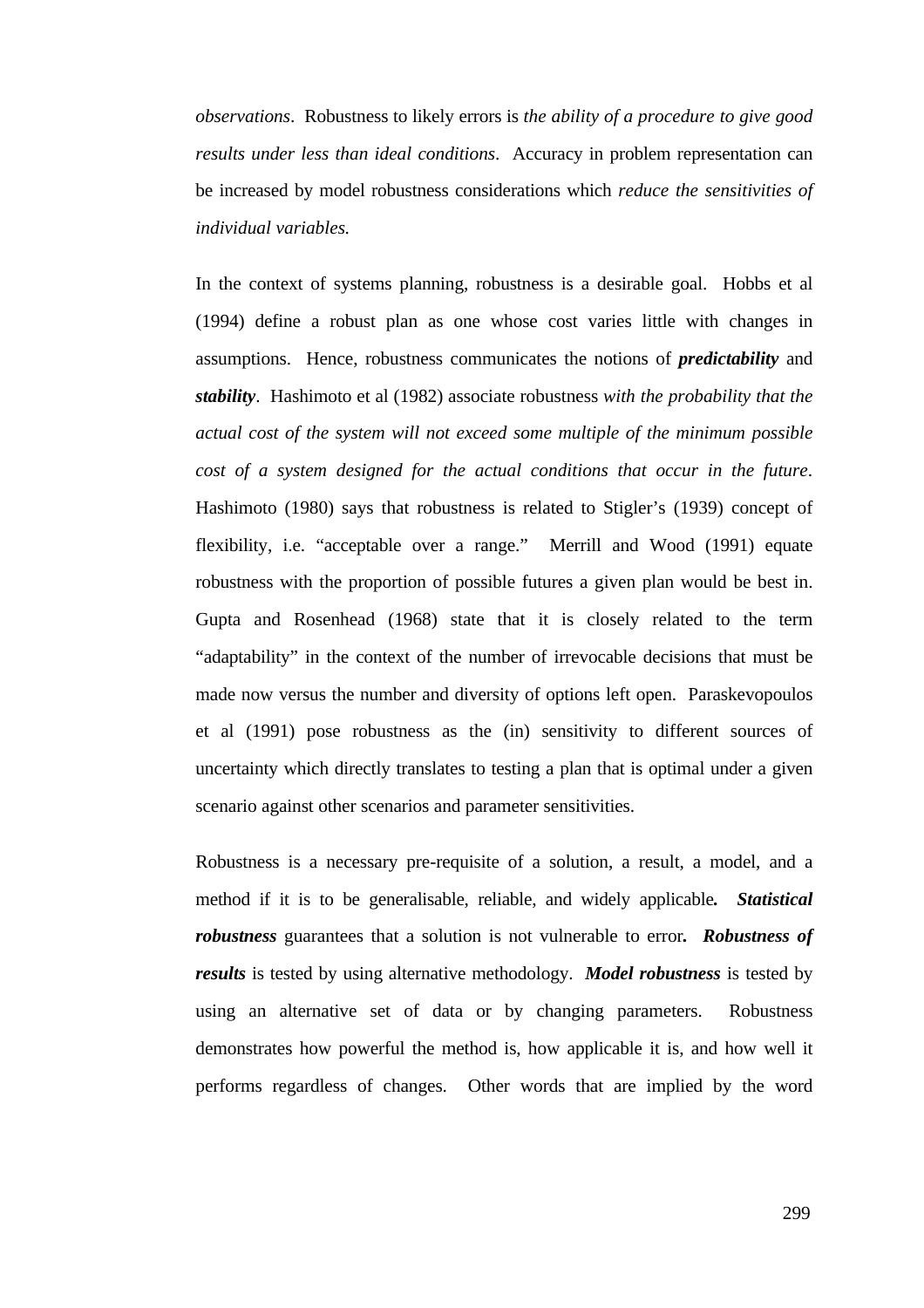*observations*. Robustness to likely errors is *the ability of a procedure to give good results under less than ideal conditions*. Accuracy in problem representation can be increased by model robustness considerations which *reduce the sensitivities of individual variables.*

In the context of systems planning, robustness is a desirable goal. Hobbs et al (1994) define a robust plan as one whose cost varies little with changes in assumptions. Hence, robustness communicates the notions of ***predictability*** and ***stability***. Hashimoto et al (1982) associate robustness *with the probability that the actual cost of the system will not exceed some multiple of the minimum possible cost of a system designed for the actual conditions that occur in the future*. Hashimoto (1980) says that robustness is related to Stigler's (1939) concept of flexibility, i.e. "acceptable over a range." Merrill and Wood (1991) equate robustness with the proportion of possible futures a given plan would be best in. Gupta and Rosenhead (1968) state that it is closely related to the term "adaptability" in the context of the number of irrevocable decisions that must be made now versus the number and diversity of options left open. Paraskevopoulos et al (1991) pose robustness as the (in) sensitivity to different sources of uncertainty which directly translates to testing a plan that is optimal under a given scenario against other scenarios and parameter sensitivities.

Robustness is a necessary pre-requisite of a solution, a result, a model, and a method if it is to be generalisable, reliable, and widely applicable***.*** ***Statistical robustness*** guarantees that a solution is not vulnerable to error***.*** ***Robustness of results*** is tested by using alternative methodology. ***Model robustness*** is tested by using an alternative set of data or by changing parameters. Robustness demonstrates how powerful the method is, how applicable it is, and how well it performs regardless of changes. Other words that are implied by the word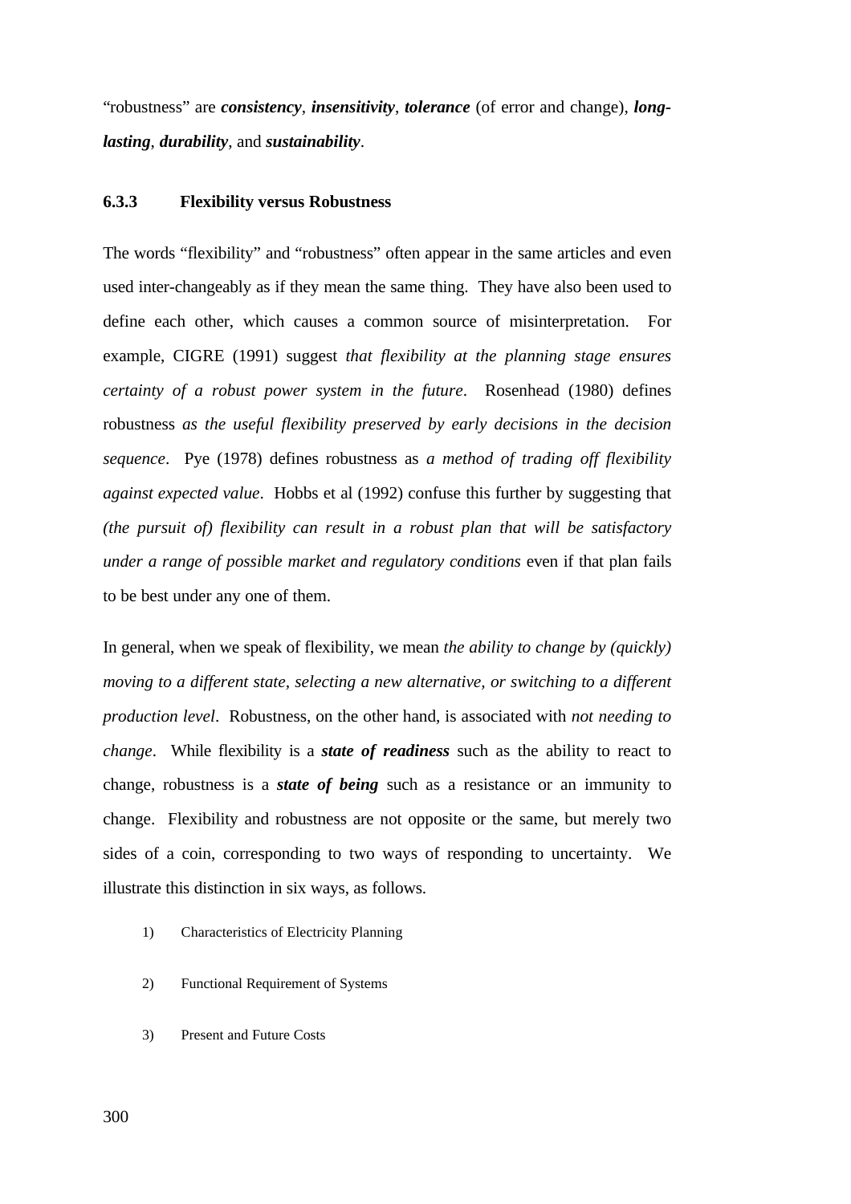"robustness" are ***consistency***, ***insensitivity***, ***tolerance*** (of error and change), ***long-lasting***, ***durability***, and ***sustainability***.

### 6.3.3 Flexibility versus Robustness

The words "flexibility" and "robustness" often appear in the same articles and even used inter-changeably as if they mean the same thing. They have also been used to define each other, which causes a common source of misinterpretation. For example, CIGRE (1991) suggest *that flexibility at the planning stage ensures certainty of a robust power system in the future*. Rosenhead (1980) defines robustness *as the useful flexibility preserved by early decisions in the decision sequence*. Pye (1978) defines robustness as *a method of trading off flexibility against expected value*. Hobbs et al (1992) confuse this further by suggesting that *(the pursuit of) flexibility can result in a robust plan that will be satisfactory under a range of possible market and regulatory conditions* even if that plan fails to be best under any one of them.

In general, when we speak of flexibility, we mean *the ability to change by (quickly) moving to a different state, selecting a new alternative, or switching to a different production level*. Robustness, on the other hand, is associated with *not needing to change*. While flexibility is a ***state of readiness*** such as the ability to react to change, robustness is a ***state of being*** such as a resistance or an immunity to change. Flexibility and robustness are not opposite or the same, but merely two sides of a coin, corresponding to two ways of responding to uncertainty. We illustrate this distinction in six ways, as follows.

1) Characteristics of Electricity Planning

2) Functional Requirement of Systems

3) Present and Future Costs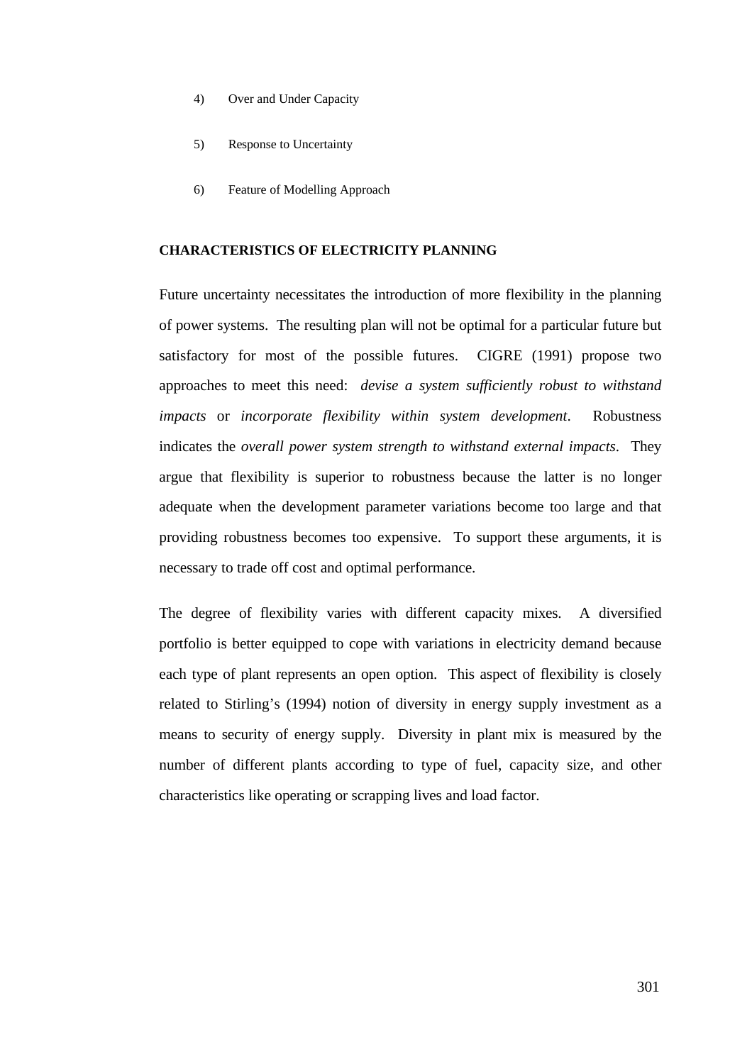4) Over and Under Capacity

5) Response to Uncertainty

6) Feature of Modelling Approach

## CHARACTERISTICS OF ELECTRICITY PLANNING

Future uncertainty necessitates the introduction of more flexibility in the planning of power systems. The resulting plan will not be optimal for a particular future but satisfactory for most of the possible futures. CIGRE (1991) propose two approaches to meet this need: *devise a system sufficiently robust to withstand impacts* or *incorporate flexibility within system development*. Robustness indicates the *overall power system strength to withstand external impacts*. They argue that flexibility is superior to robustness because the latter is no longer adequate when the development parameter variations become too large and that providing robustness becomes too expensive. To support these arguments, it is necessary to trade off cost and optimal performance.

The degree of flexibility varies with different capacity mixes. A diversified portfolio is better equipped to cope with variations in electricity demand because each type of plant represents an open option. This aspect of flexibility is closely related to Stirling's (1994) notion of diversity in energy supply investment as a means to security of energy supply. Diversity in plant mix is measured by the number of different plants according to type of fuel, capacity size, and other characteristics like operating or scrapping lives and load factor.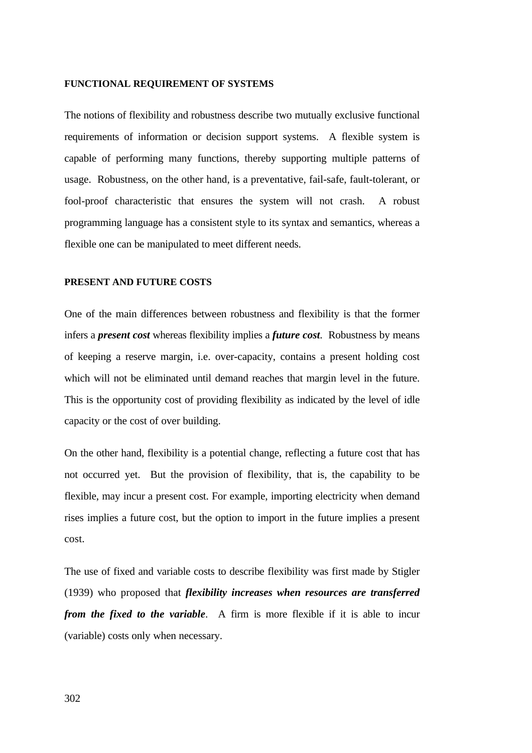## FUNCTIONAL REQUIREMENT OF SYSTEMS

The notions of flexibility and robustness describe two mutually exclusive functional requirements of information or decision support systems. A flexible system is capable of performing many functions, thereby supporting multiple patterns of usage. Robustness, on the other hand, is a preventative, fail-safe, fault-tolerant, or fool-proof characteristic that ensures the system will not crash. A robust programming language has a consistent style to its syntax and semantics, whereas a flexible one can be manipulated to meet different needs.

## PRESENT AND FUTURE COSTS

One of the main differences between robustness and flexibility is that the former infers a ***present cost*** whereas flexibility implies a ***future cost***. Robustness by means of keeping a reserve margin, i.e. over-capacity, contains a present holding cost which will not be eliminated until demand reaches that margin level in the future. This is the opportunity cost of providing flexibility as indicated by the level of idle capacity or the cost of over building.

On the other hand, flexibility is a potential change, reflecting a future cost that has not occurred yet. But the provision of flexibility, that is, the capability to be flexible, may incur a present cost. For example, importing electricity when demand rises implies a future cost, but the option to import in the future implies a present cost.

The use of fixed and variable costs to describe flexibility was first made by Stigler (1939) who proposed that ***flexibility increases when resources are transferred from the fixed to the variable***. A firm is more flexible if it is able to incur (variable) costs only when necessary.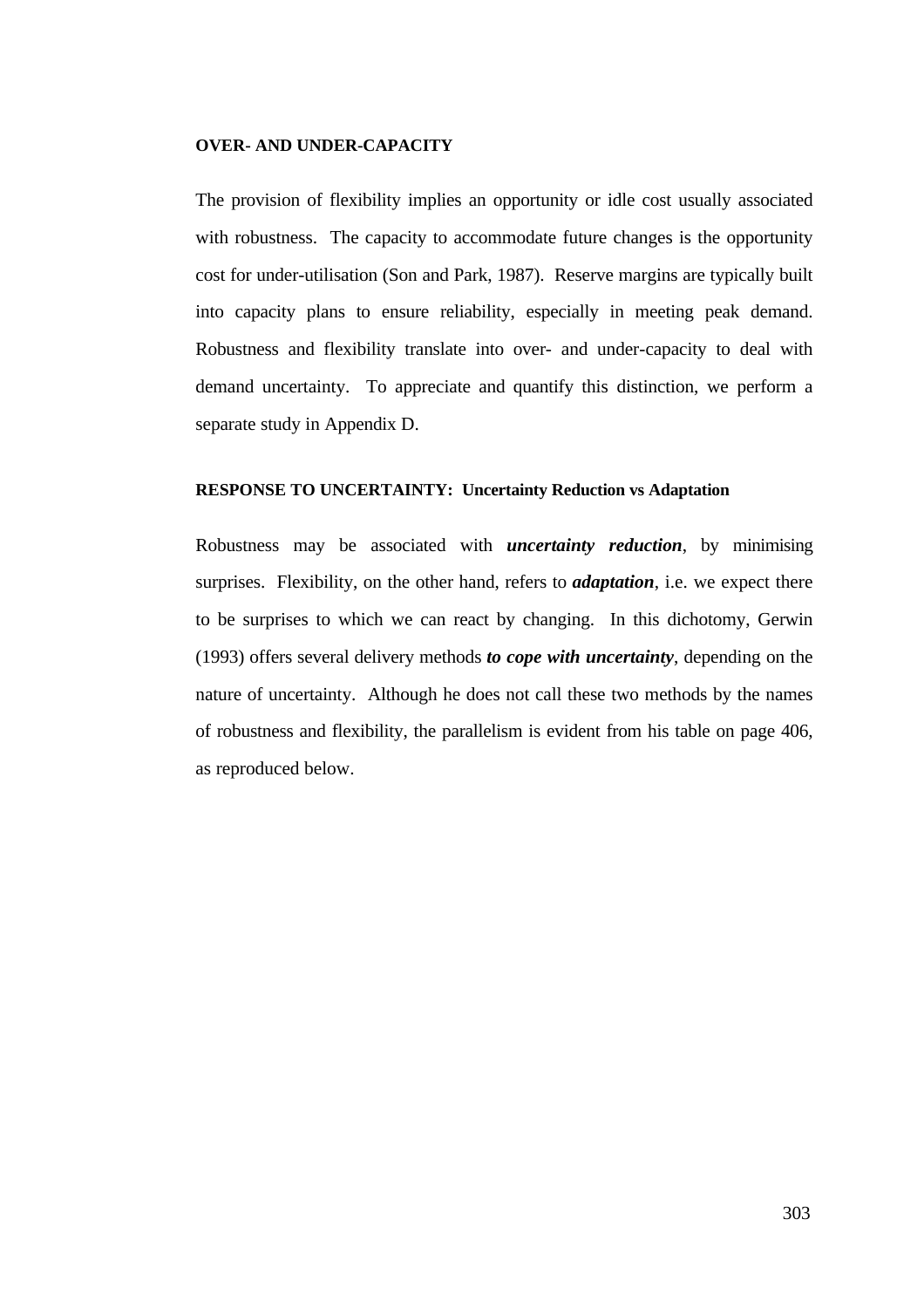**OVER- AND UNDER-CAPACITY**

The provision of flexibility implies an opportunity or idle cost usually associated with robustness. The capacity to accommodate future changes is the opportunity cost for under-utilisation (Son and Park, 1987). Reserve margins are typically built into capacity plans to ensure reliability, especially in meeting peak demand. Robustness and flexibility translate into over- and under-capacity to deal with demand uncertainty. To appreciate and quantify this distinction, we perform a separate study in Appendix D.

**RESPONSE TO UNCERTAINTY: Uncertainty Reduction vs Adaptation**

Robustness may be associated with ***uncertainty reduction***, by minimising surprises. Flexibility, on the other hand, refers to ***adaptation***, i.e. we expect there to be surprises to which we can react by changing. In this dichotomy, Gerwin (1993) offers several delivery methods ***to cope with uncertainty***, depending on the nature of uncertainty. Although he does not call these two methods by the names of robustness and flexibility, the parallelism is evident from his table on page 406, as reproduced below.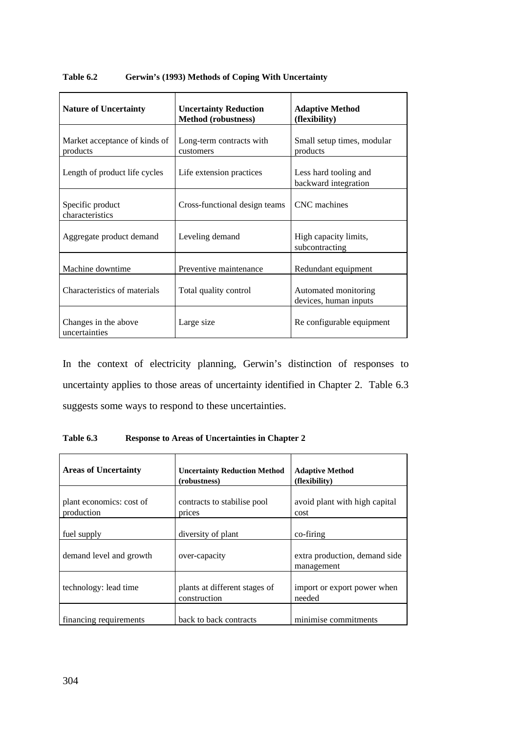**Table 6.2 Gerwin's (1993) Methods of Coping With Uncertainty**

| Nature of Uncertainty | Uncertainty Reduction Method (robustness) | Adaptive Method (flexibility) |
| --- | --- | --- |
| Market acceptance of kinds of products | Long-term contracts with customers | Small setup times, modular products |
| Length of product life cycles | Life extension practices | Less hard tooling and backward integration |
| Specific product characteristics | Cross-functional design teams | CNC machines |
| Aggregate product demand | Leveling demand | High capacity limits, subcontracting |
| Machine downtime | Preventive maintenance | Redundant equipment |
| Characteristics of materials | Total quality control | Automated monitoring devices, human inputs |
| Changes in the above uncertainties | Large size | Re configurable equipment |

In the context of electricity planning, Gerwin's distinction of responses to uncertainty applies to those areas of uncertainty identified in Chapter 2. Table 6.3 suggests some ways to respond to these uncertainties.

**Table 6.3 Response to Areas of Uncertainties in Chapter 2**

| Areas of Uncertainty | Uncertainty Reduction Method (robustness) | Adaptive Method (flexibility) |
| --- | --- | --- |
| plant economics: cost of production | contracts to stabilise pool prices | avoid plant with high capital cost |
| fuel supply | diversity of plant | co-firing |
| demand level and growth | over-capacity | extra production, demand side management |
| technology: lead time | plants at different stages of construction | import or export power when needed |
| financing requirements | back to back contracts | minimise commitments |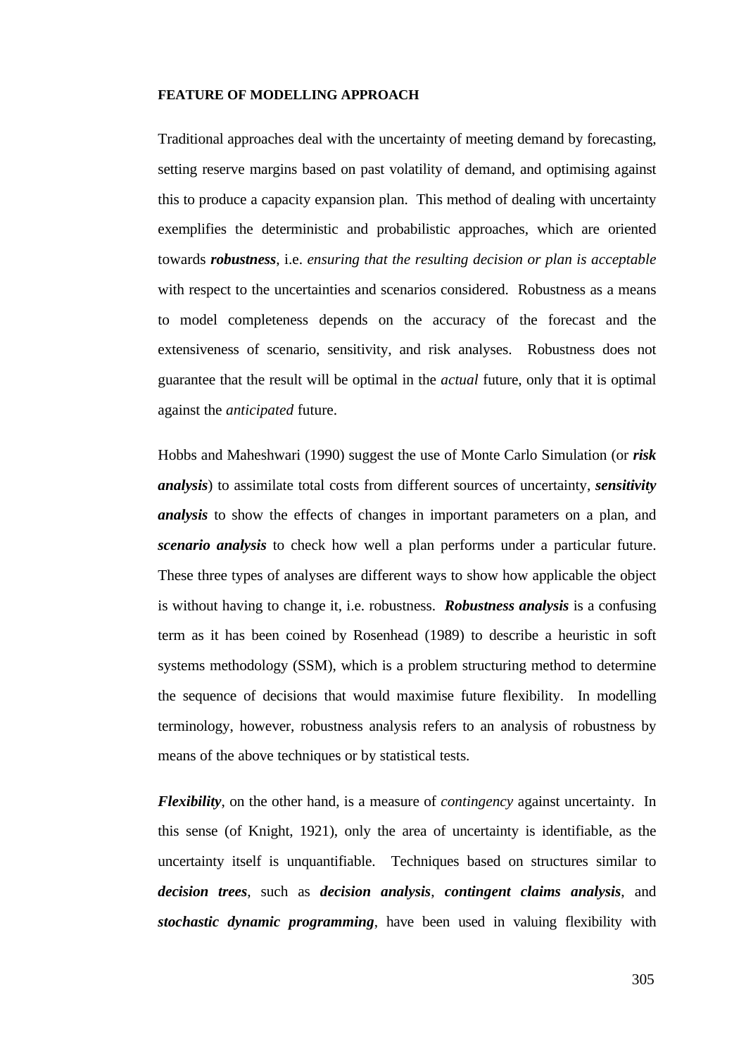#### FEATURE OF MODELLING APPROACH

Traditional approaches deal with the uncertainty of meeting demand by forecasting, setting reserve margins based on past volatility of demand, and optimising against this to produce a capacity expansion plan. This method of dealing with uncertainty exemplifies the deterministic and probabilistic approaches, which are oriented towards ***robustness***, i.e. *ensuring that the resulting decision or plan is acceptable* with respect to the uncertainties and scenarios considered. Robustness as a means to model completeness depends on the accuracy of the forecast and the extensiveness of scenario, sensitivity, and risk analyses. Robustness does not guarantee that the result will be optimal in the *actual* future, only that it is optimal against the *anticipated* future.

Hobbs and Maheshwari (1990) suggest the use of Monte Carlo Simulation (or ***risk analysis***) to assimilate total costs from different sources of uncertainty, ***sensitivity analysis*** to show the effects of changes in important parameters on a plan, and ***scenario analysis*** to check how well a plan performs under a particular future. These three types of analyses are different ways to show how applicable the object is without having to change it, i.e. robustness. ***Robustness analysis*** is a confusing term as it has been coined by Rosenhead (1989) to describe a heuristic in soft systems methodology (SSM), which is a problem structuring method to determine the sequence of decisions that would maximise future flexibility. In modelling terminology, however, robustness analysis refers to an analysis of robustness by means of the above techniques or by statistical tests.

***Flexibility***, on the other hand, is a measure of *contingency* against uncertainty. In this sense (of Knight, 1921), only the area of uncertainty is identifiable, as the uncertainty itself is unquantifiable. Techniques based on structures similar to ***decision trees***, such as ***decision analysis***, ***contingent claims analysis***, and ***stochastic dynamic programming***, have been used in valuing flexibility with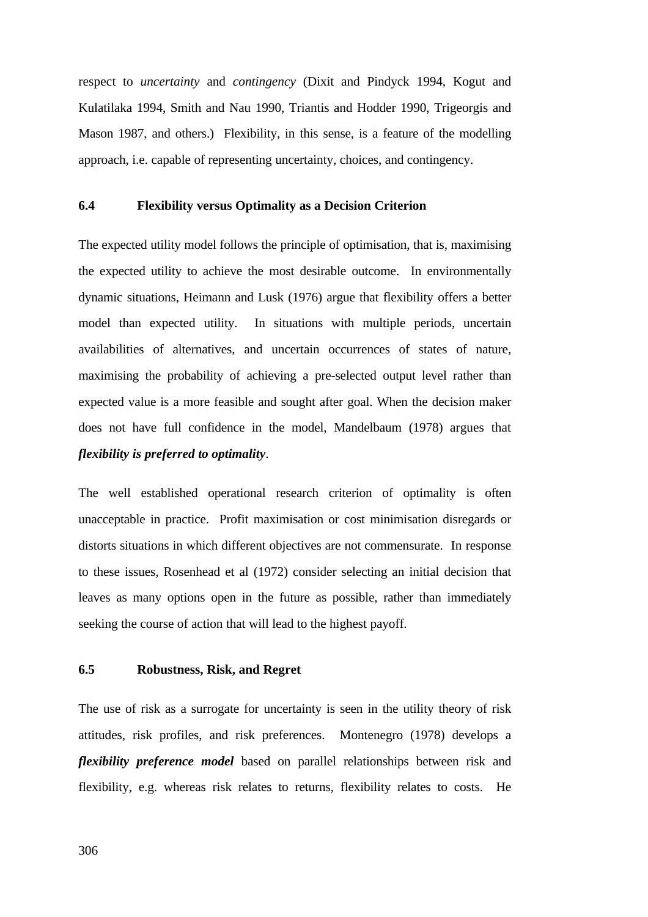respect to *uncertainty* and *contingency* (Dixit and Pindyck 1994, Kogut and Kulatilaka 1994, Smith and Nau 1990, Triantis and Hodder 1990, Trigeorgis and Mason 1987, and others.) Flexibility, in this sense, is a feature of the modelling approach, i.e. capable of representing uncertainty, choices, and contingency.

## 6.4 Flexibility versus Optimality as a Decision Criterion

The expected utility model follows the principle of optimisation, that is, maximising the expected utility to achieve the most desirable outcome. In environmentally dynamic situations, Heimann and Lusk (1976) argue that flexibility offers a better model than expected utility. In situations with multiple periods, uncertain availabilities of alternatives, and uncertain occurrences of states of nature, maximising the probability of achieving a pre-selected output level rather than expected value is a more feasible and sought after goal. When the decision maker does not have full confidence in the model, Mandelbaum (1978) argues that ***flexibility is preferred to optimality***.

The well established operational research criterion of optimality is often unacceptable in practice. Profit maximisation or cost minimisation disregards or distorts situations in which different objectives are not commensurate. In response to these issues, Rosenhead et al (1972) consider selecting an initial decision that leaves as many options open in the future as possible, rather than immediately seeking the course of action that will lead to the highest payoff.

## 6.5 Robustness, Risk, and Regret

The use of risk as a surrogate for uncertainty is seen in the utility theory of risk attitudes, risk profiles, and risk preferences. Montenegro (1978) develops a ***flexibility preference model*** based on parallel relationships between risk and flexibility, e.g. whereas risk relates to returns, flexibility relates to costs. He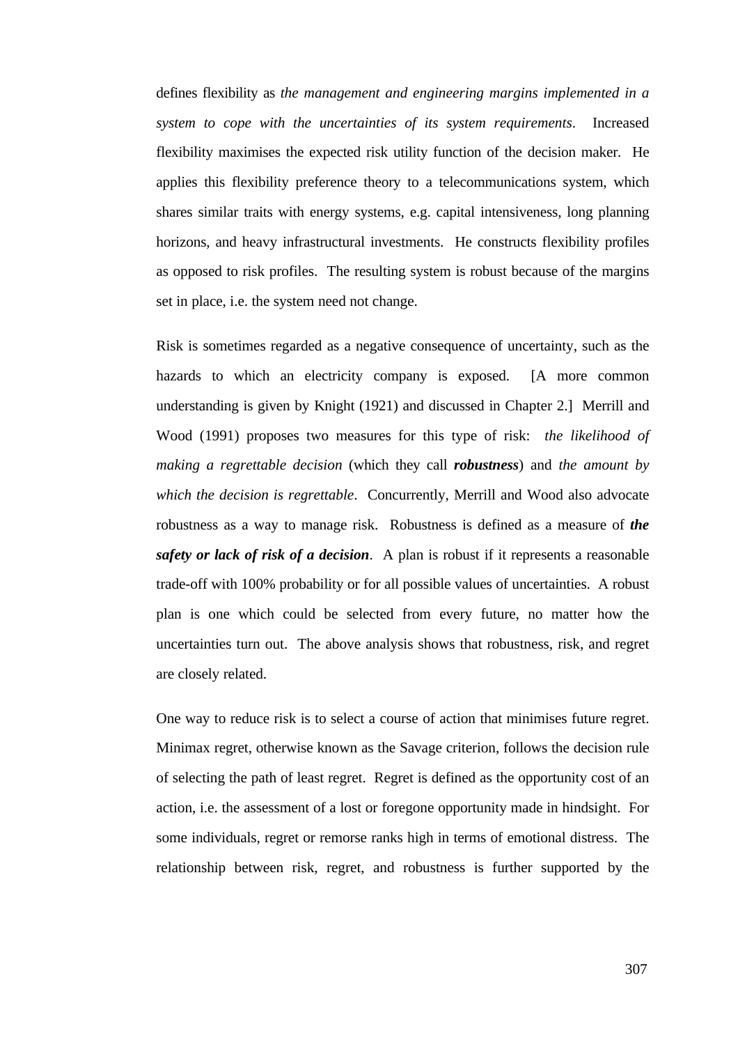defines flexibility as *the management and engineering margins implemented in a system to cope with the uncertainties of its system requirements*. Increased flexibility maximises the expected risk utility function of the decision maker. He applies this flexibility preference theory to a telecommunications system, which shares similar traits with energy systems, e.g. capital intensiveness, long planning horizons, and heavy infrastructural investments. He constructs flexibility profiles as opposed to risk profiles. The resulting system is robust because of the margins set in place, i.e. the system need not change.

Risk is sometimes regarded as a negative consequence of uncertainty, such as the hazards to which an electricity company is exposed. [A more common understanding is given by Knight (1921) and discussed in Chapter 2.] Merrill and Wood (1991) proposes two measures for this type of risk: *the likelihood of making a regrettable decision* (which they call ***robustness***) and *the amount by which the decision is regrettable*. Concurrently, Merrill and Wood also advocate robustness as a way to manage risk. Robustness is defined as a measure of ***the safety or lack of risk of a decision***. A plan is robust if it represents a reasonable trade-off with 100% probability or for all possible values of uncertainties. A robust plan is one which could be selected from every future, no matter how the uncertainties turn out. The above analysis shows that robustness, risk, and regret are closely related.

One way to reduce risk is to select a course of action that minimises future regret. Minimax regret, otherwise known as the Savage criterion, follows the decision rule of selecting the path of least regret. Regret is defined as the opportunity cost of an action, i.e. the assessment of a lost or foregone opportunity made in hindsight. For some individuals, regret or remorse ranks high in terms of emotional distress. The relationship between risk, regret, and robustness is further supported by the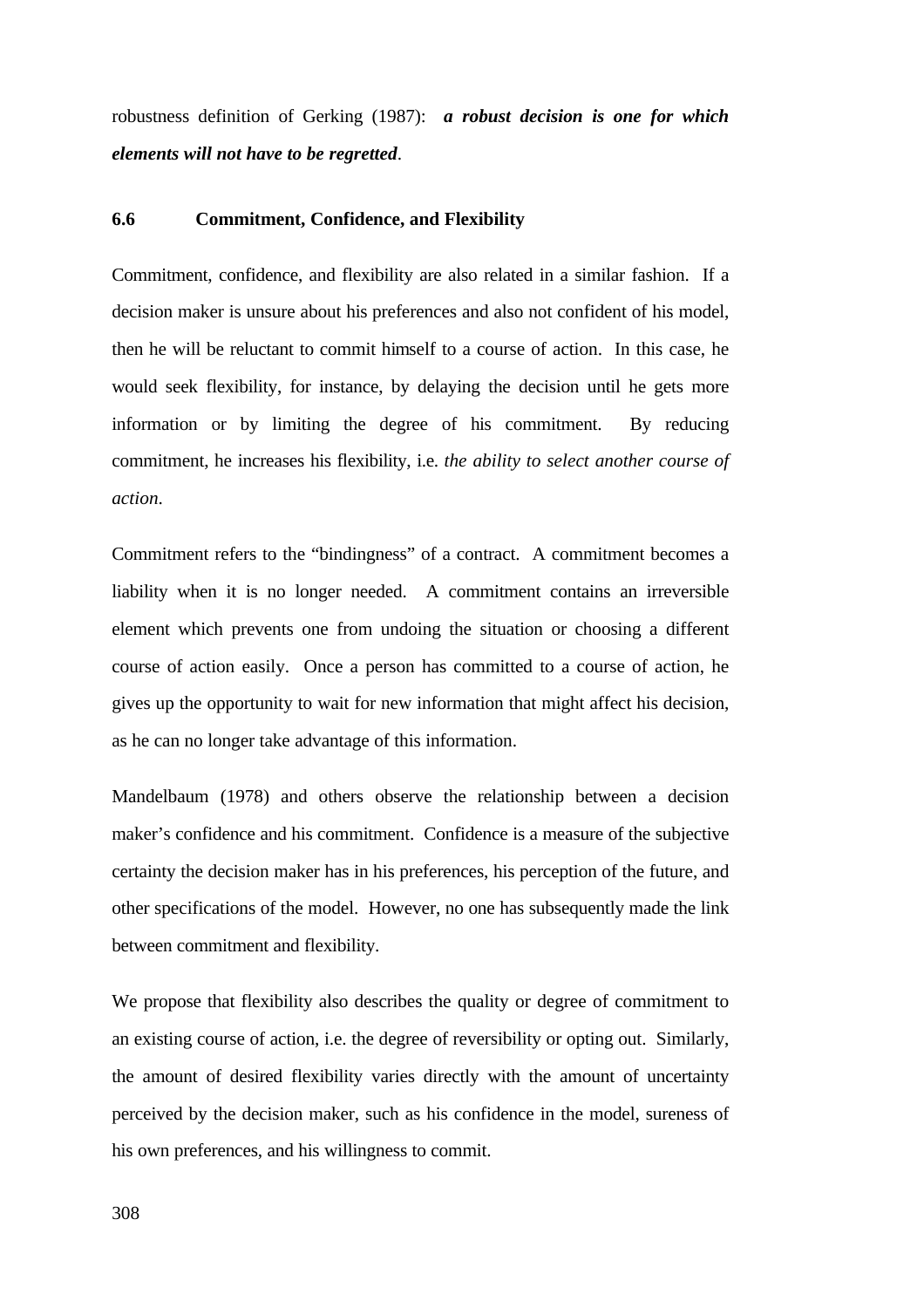robustness definition of Gerking (1987): ***a robust decision is one for which elements will not have to be regretted***.

### 6.6 Commitment, Confidence, and Flexibility

Commitment, confidence, and flexibility are also related in a similar fashion. If a decision maker is unsure about his preferences and also not confident of his model, then he will be reluctant to commit himself to a course of action. In this case, he would seek flexibility, for instance, by delaying the decision until he gets more information or by limiting the degree of his commitment. By reducing commitment, he increases his flexibility, i.e. *the ability to select another course of action*.

Commitment refers to the "bindingness" of a contract. A commitment becomes a liability when it is no longer needed. A commitment contains an irreversible element which prevents one from undoing the situation or choosing a different course of action easily. Once a person has committed to a course of action, he gives up the opportunity to wait for new information that might affect his decision, as he can no longer take advantage of this information.

Mandelbaum (1978) and others observe the relationship between a decision maker's confidence and his commitment. Confidence is a measure of the subjective certainty the decision maker has in his preferences, his perception of the future, and other specifications of the model. However, no one has subsequently made the link between commitment and flexibility.

We propose that flexibility also describes the quality or degree of commitment to an existing course of action, i.e. the degree of reversibility or opting out. Similarly, the amount of desired flexibility varies directly with the amount of uncertainty perceived by the decision maker, such as his confidence in the model, sureness of his own preferences, and his willingness to commit.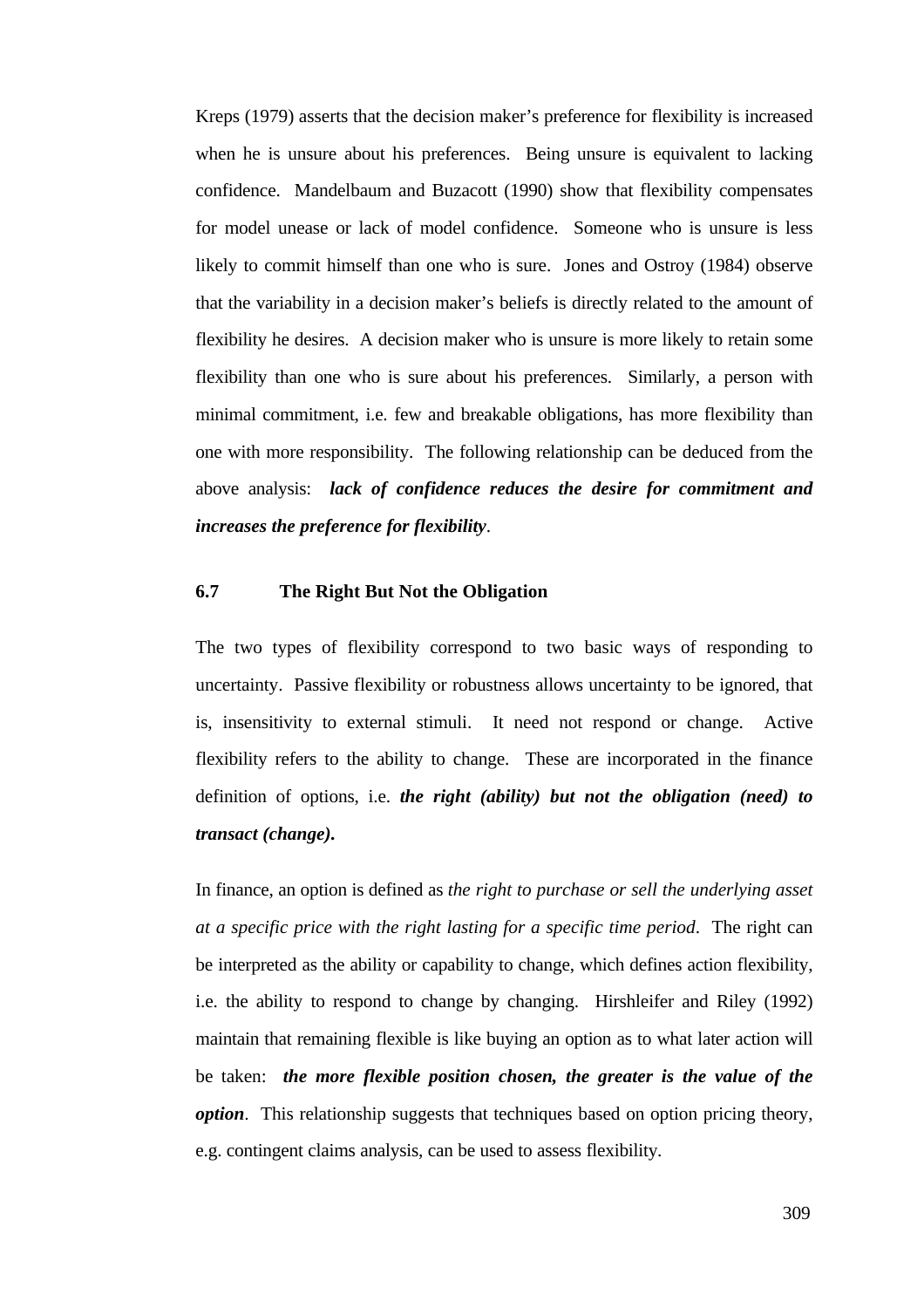Kreps (1979) asserts that the decision maker's preference for flexibility is increased when he is unsure about his preferences. Being unsure is equivalent to lacking confidence. Mandelbaum and Buzacott (1990) show that flexibility compensates for model unease or lack of model confidence. Someone who is unsure is less likely to commit himself than one who is sure. Jones and Ostroy (1984) observe that the variability in a decision maker's beliefs is directly related to the amount of flexibility he desires. A decision maker who is unsure is more likely to retain some flexibility than one who is sure about his preferences. Similarly, a person with minimal commitment, i.e. few and breakable obligations, has more flexibility than one with more responsibility. The following relationship can be deduced from the above analysis: ***lack of confidence reduces the desire for commitment and increases the preference for flexibility***.

### 6.7 The Right But Not the Obligation

The two types of flexibility correspond to two basic ways of responding to uncertainty. Passive flexibility or robustness allows uncertainty to be ignored, that is, insensitivity to external stimuli. It need not respond or change. Active flexibility refers to the ability to change. These are incorporated in the finance definition of options, i.e. ***the right (ability) but not the obligation (need) to transact (change).***

In finance, an option is defined as *the right to purchase or sell the underlying asset at a specific price with the right lasting for a specific time period*. The right can be interpreted as the ability or capability to change, which defines action flexibility, i.e. the ability to respond to change by changing. Hirshleifer and Riley (1992) maintain that remaining flexible is like buying an option as to what later action will be taken: ***the more flexible position chosen, the greater is the value of the option***. This relationship suggests that techniques based on option pricing theory, e.g. contingent claims analysis, can be used to assess flexibility.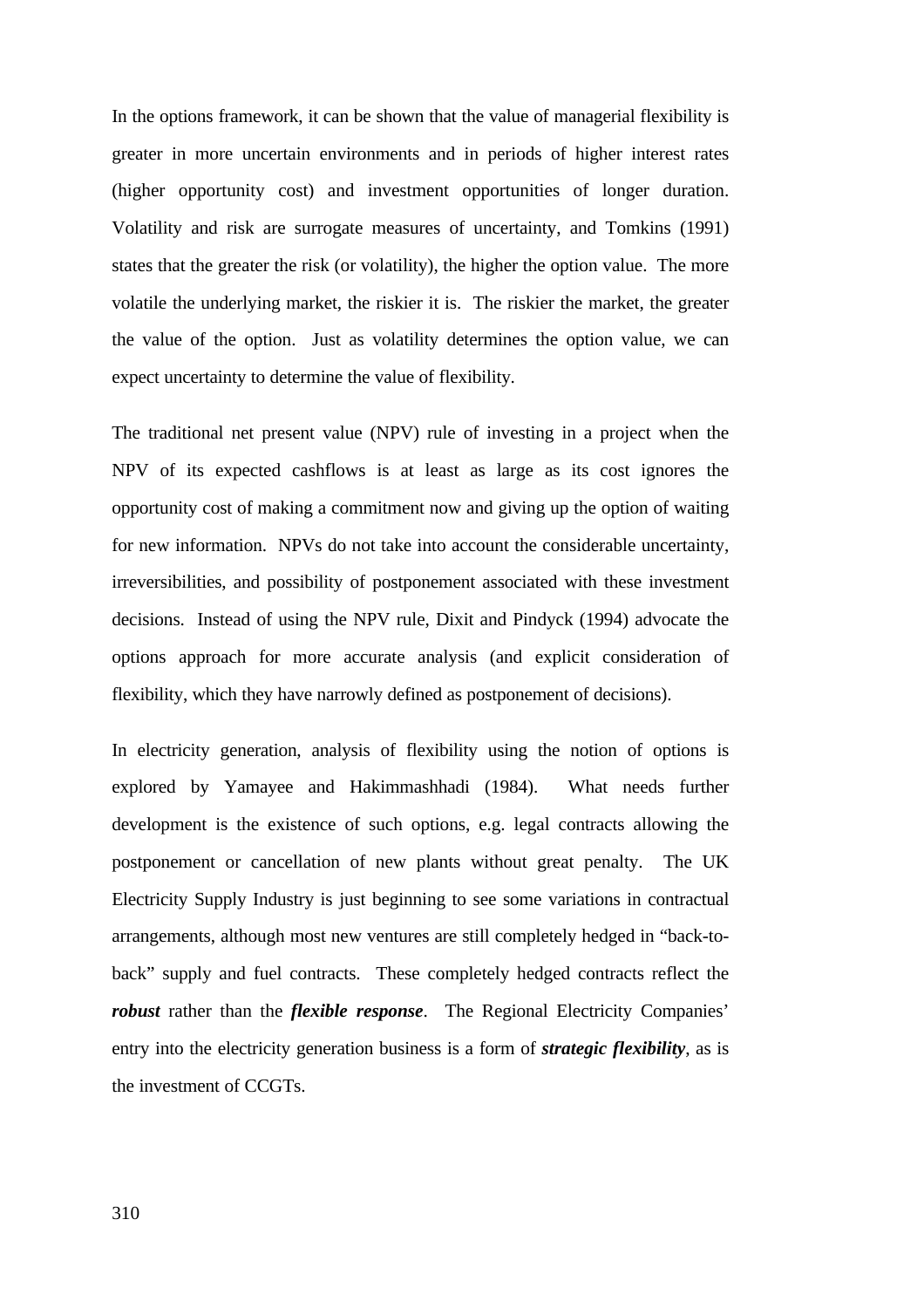In the options framework, it can be shown that the value of managerial flexibility is greater in more uncertain environments and in periods of higher interest rates (higher opportunity cost) and investment opportunities of longer duration. Volatility and risk are surrogate measures of uncertainty, and Tomkins (1991) states that the greater the risk (or volatility), the higher the option value. The more volatile the underlying market, the riskier it is. The riskier the market, the greater the value of the option. Just as volatility determines the option value, we can expect uncertainty to determine the value of flexibility.

The traditional net present value (NPV) rule of investing in a project when the NPV of its expected cashflows is at least as large as its cost ignores the opportunity cost of making a commitment now and giving up the option of waiting for new information. NPVs do not take into account the considerable uncertainty, irreversibilities, and possibility of postponement associated with these investment decisions. Instead of using the NPV rule, Dixit and Pindyck (1994) advocate the options approach for more accurate analysis (and explicit consideration of flexibility, which they have narrowly defined as postponement of decisions).

In electricity generation, analysis of flexibility using the notion of options is explored by Yamayee and Hakimmashhadi (1984). What needs further development is the existence of such options, e.g. legal contracts allowing the postponement or cancellation of new plants without great penalty. The UK Electricity Supply Industry is just beginning to see some variations in contractual arrangements, although most new ventures are still completely hedged in "back-to-back" supply and fuel contracts. These completely hedged contracts reflect the ***robust*** rather than the ***flexible response***. The Regional Electricity Companies' entry into the electricity generation business is a form of ***strategic flexibility***, as is the investment of CCGTs.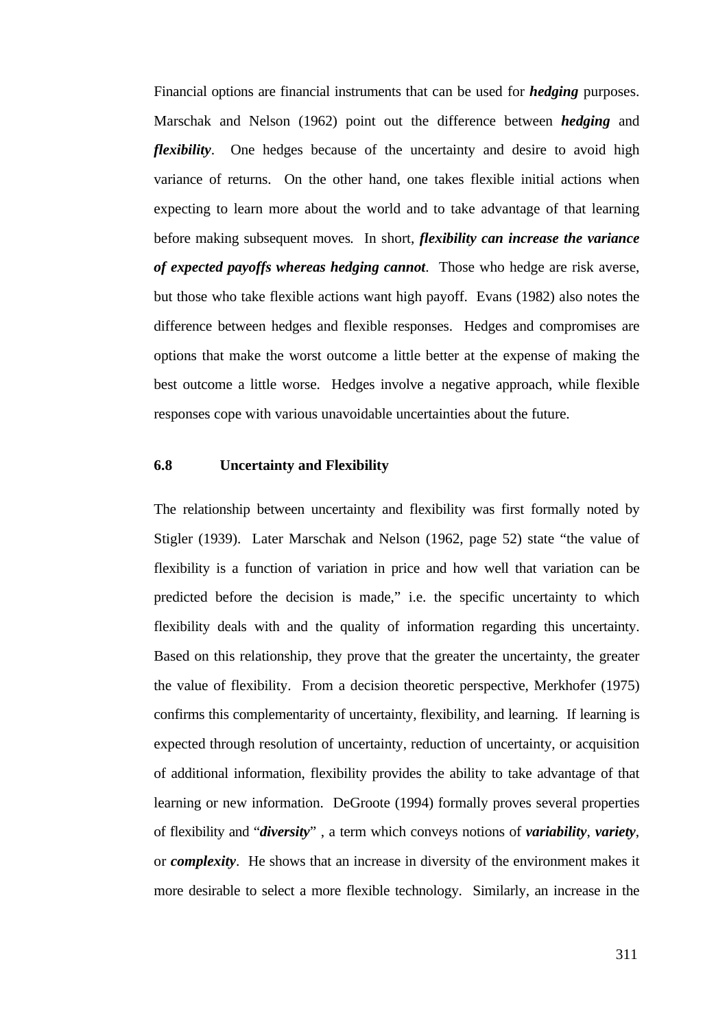Financial options are financial instruments that can be used for ***hedging*** purposes. Marschak and Nelson (1962) point out the difference between ***hedging*** and ***flexibility***. One hedges because of the uncertainty and desire to avoid high variance of returns. On the other hand, one takes flexible initial actions when expecting to learn more about the world and to take advantage of that learning before making subsequent moves. In short, ***flexibility can increase the variance of expected payoffs whereas hedging cannot***. Those who hedge are risk averse, but those who take flexible actions want high payoff. Evans (1982) also notes the difference between hedges and flexible responses. Hedges and compromises are options that make the worst outcome a little better at the expense of making the best outcome a little worse. Hedges involve a negative approach, while flexible responses cope with various unavoidable uncertainties about the future.

### 6.8 Uncertainty and Flexibility

The relationship between uncertainty and flexibility was first formally noted by Stigler (1939). Later Marschak and Nelson (1962, page 52) state "the value of flexibility is a function of variation in price and how well that variation can be predicted before the decision is made," i.e. the specific uncertainty to which flexibility deals with and the quality of information regarding this uncertainty. Based on this relationship, they prove that the greater the uncertainty, the greater the value of flexibility. From a decision theoretic perspective, Merkhofer (1975) confirms this complementarity of uncertainty, flexibility, and learning. If learning is expected through resolution of uncertainty, reduction of uncertainty, or acquisition of additional information, flexibility provides the ability to take advantage of that learning or new information. DeGroote (1994) formally proves several properties of flexibility and "***diversity***" , a term which conveys notions of ***variability***, ***variety***, or ***complexity***. He shows that an increase in diversity of the environment makes it more desirable to select a more flexible technology. Similarly, an increase in the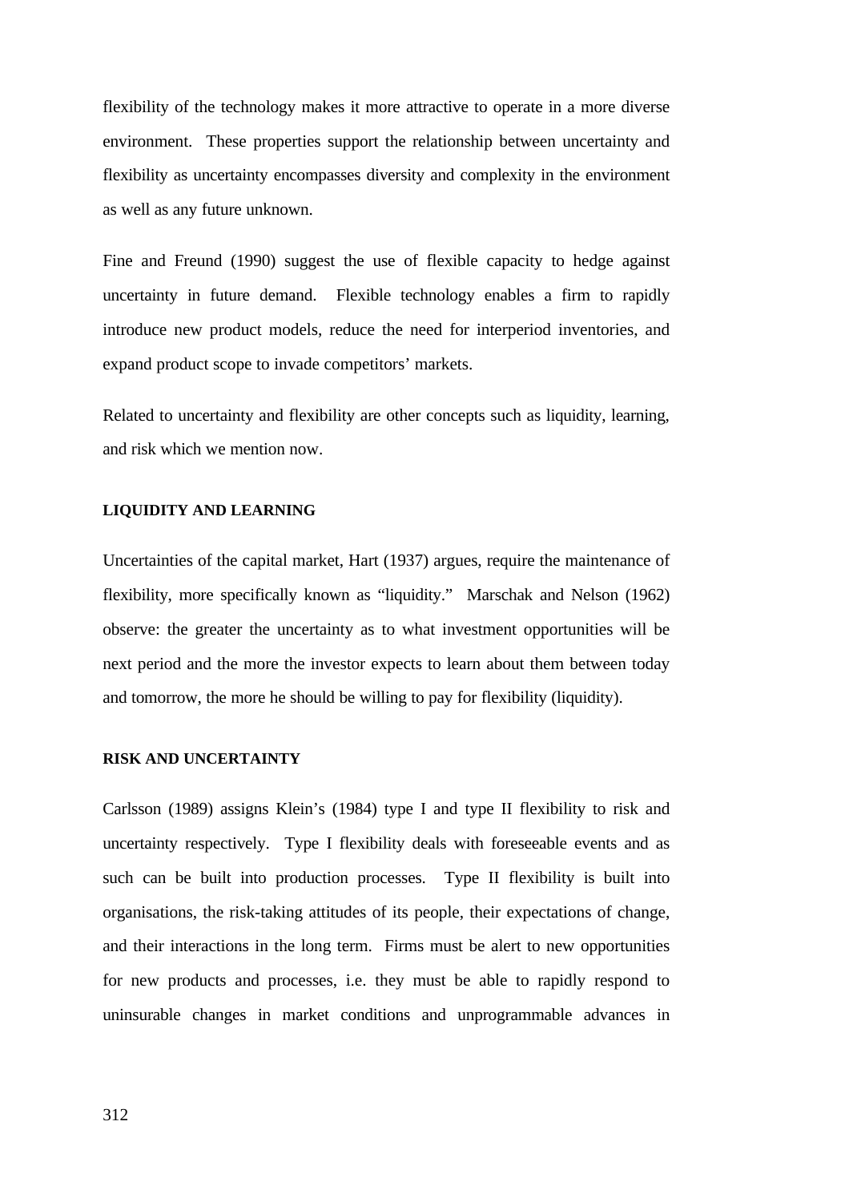flexibility of the technology makes it more attractive to operate in a more diverse environment. These properties support the relationship between uncertainty and flexibility as uncertainty encompasses diversity and complexity in the environment as well as any future unknown.

Fine and Freund (1990) suggest the use of flexible capacity to hedge against uncertainty in future demand. Flexible technology enables a firm to rapidly introduce new product models, reduce the need for interperiod inventories, and expand product scope to invade competitors' markets.

Related to uncertainty and flexibility are other concepts such as liquidity, learning, and risk which we mention now.

### LIQUIDITY AND LEARNING

Uncertainties of the capital market, Hart (1937) argues, require the maintenance of flexibility, more specifically known as "liquidity." Marschak and Nelson (1962) observe: the greater the uncertainty as to what investment opportunities will be next period and the more the investor expects to learn about them between today and tomorrow, the more he should be willing to pay for flexibility (liquidity).

### RISK AND UNCERTAINTY

Carlsson (1989) assigns Klein's (1984) type I and type II flexibility to risk and uncertainty respectively. Type I flexibility deals with foreseeable events and as such can be built into production processes. Type II flexibility is built into organisations, the risk-taking attitudes of its people, their expectations of change, and their interactions in the long term. Firms must be alert to new opportunities for new products and processes, i.e. they must be able to rapidly respond to uninsurable changes in market conditions and unprogrammable advances in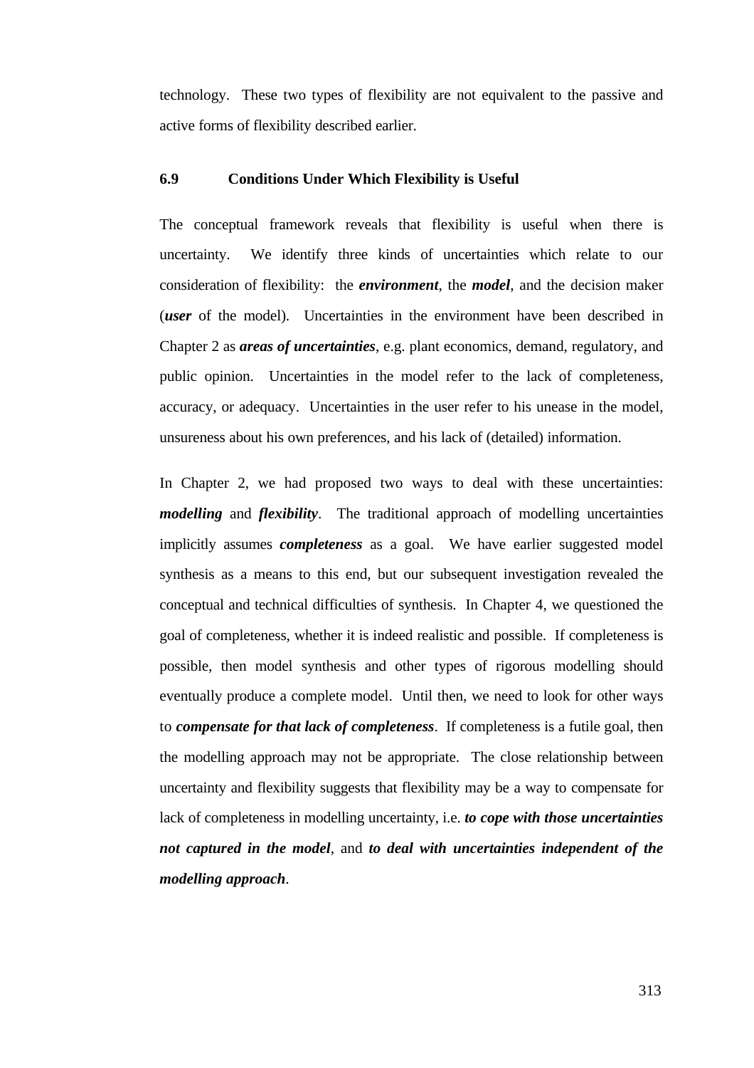technology. These two types of flexibility are not equivalent to the passive and active forms of flexibility described earlier.

### 6.9 Conditions Under Which Flexibility is Useful

The conceptual framework reveals that flexibility is useful when there is uncertainty. We identify three kinds of uncertainties which relate to our consideration of flexibility: the ***environment***, the ***model***, and the decision maker (***user*** of the model). Uncertainties in the environment have been described in Chapter 2 as ***areas of uncertainties***, e.g. plant economics, demand, regulatory, and public opinion. Uncertainties in the model refer to the lack of completeness, accuracy, or adequacy. Uncertainties in the user refer to his unease in the model, unsureness about his own preferences, and his lack of (detailed) information.

In Chapter 2, we had proposed two ways to deal with these uncertainties: ***modelling*** and ***flexibility***. The traditional approach of modelling uncertainties implicitly assumes ***completeness*** as a goal. We have earlier suggested model synthesis as a means to this end, but our subsequent investigation revealed the conceptual and technical difficulties of synthesis. In Chapter 4, we questioned the goal of completeness, whether it is indeed realistic and possible. If completeness is possible, then model synthesis and other types of rigorous modelling should eventually produce a complete model. Until then, we need to look for other ways to ***compensate for that lack of completeness***. If completeness is a futile goal, then the modelling approach may not be appropriate. The close relationship between uncertainty and flexibility suggests that flexibility may be a way to compensate for lack of completeness in modelling uncertainty, i.e. ***to cope with those uncertainties not captured in the model***, and ***to deal with uncertainties independent of the modelling approach***.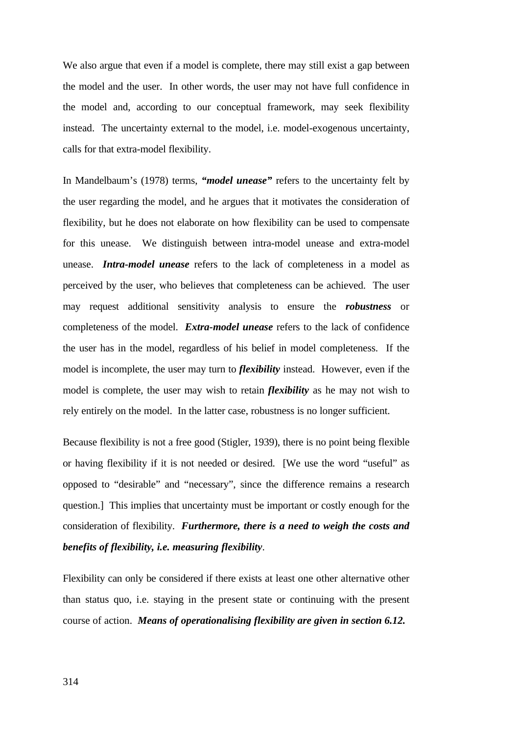We also argue that even if a model is complete, there may still exist a gap between the model and the user. In other words, the user may not have full confidence in the model and, according to our conceptual framework, may seek flexibility instead. The uncertainty external to the model, i.e. model-exogenous uncertainty, calls for that extra-model flexibility.

In Mandelbaum's (1978) terms, ***"model unease"*** refers to the uncertainty felt by the user regarding the model, and he argues that it motivates the consideration of flexibility, but he does not elaborate on how flexibility can be used to compensate for this unease. We distinguish between intra-model unease and extra-model unease. ***Intra-model unease*** refers to the lack of completeness in a model as perceived by the user, who believes that completeness can be achieved. The user may request additional sensitivity analysis to ensure the ***robustness*** or completeness of the model. ***Extra-model unease*** refers to the lack of confidence the user has in the model, regardless of his belief in model completeness. If the model is incomplete, the user may turn to ***flexibility*** instead. However, even if the model is complete, the user may wish to retain ***flexibility*** as he may not wish to rely entirely on the model. In the latter case, robustness is no longer sufficient.

Because flexibility is not a free good (Stigler, 1939), there is no point being flexible or having flexibility if it is not needed or desired. [We use the word "useful" as opposed to "desirable" and "necessary", since the difference remains a research question.] This implies that uncertainty must be important or costly enough for the consideration of flexibility. ***Furthermore, there is a need to weigh the costs and benefits of flexibility, i.e. measuring flexibility***.

Flexibility can only be considered if there exists at least one other alternative other than status quo, i.e. staying in the present state or continuing with the present course of action. ***Means of operationalising flexibility are given in section 6.12.***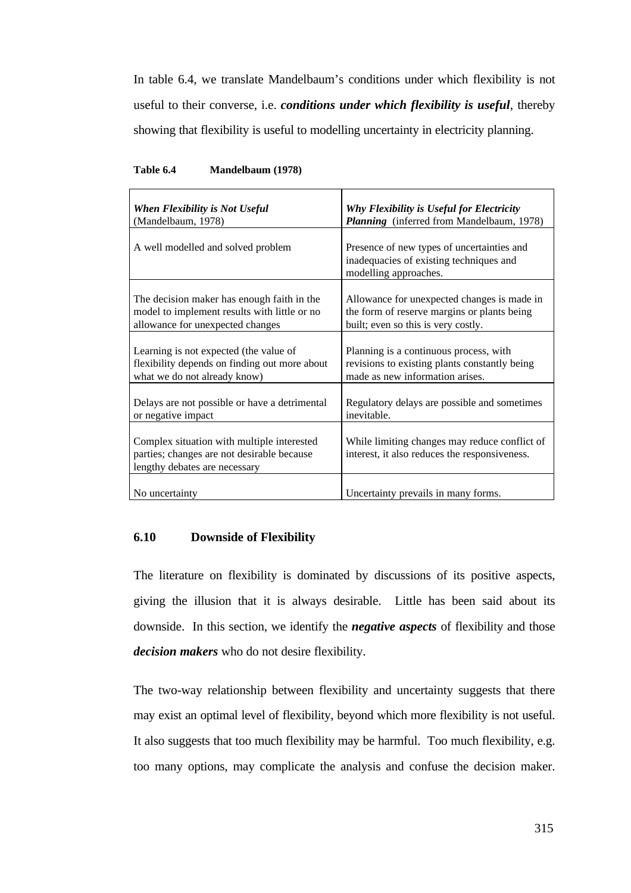In table 6.4, we translate Mandelbaum's conditions under which flexibility is not useful to their converse, i.e. ***conditions under which flexibility is useful***, thereby showing that flexibility is useful to modelling uncertainty in electricity planning.

**Table 6.4 Mandelbaum (1978)**

| ***When Flexibility is Not Useful*** (Mandelbaum, 1978) | ***Why Flexibility is Useful for Electricity Planning*** (inferred from Mandelbaum, 1978) |
|---|---|
| A well modelled and solved problem | Presence of new types of uncertainties and inadequacies of existing techniques and modelling approaches. |
| The decision maker has enough faith in the model to implement results with little or no allowance for unexpected changes | Allowance for unexpected changes is made in the form of reserve margins or plants being built; even so this is very costly. |
| Learning is not expected (the value of flexibility depends on finding out more about what we do not already know) | Planning is a continuous process, with revisions to existing plants constantly being made as new information arises. |
| Delays are not possible or have a detrimental or negative impact | Regulatory delays are possible and sometimes inevitable. |
| Complex situation with multiple interested parties; changes are not desirable because lengthy debates are necessary | While limiting changes may reduce conflict of interest, it also reduces the responsiveness. |
| No uncertainty | Uncertainty prevails in many forms. |

## 6.10 Downside of Flexibility

The literature on flexibility is dominated by discussions of its positive aspects, giving the illusion that it is always desirable. Little has been said about its downside. In this section, we identify the ***negative aspects*** of flexibility and those ***decision makers*** who do not desire flexibility.

The two-way relationship between flexibility and uncertainty suggests that there may exist an optimal level of flexibility, beyond which more flexibility is not useful. It also suggests that too much flexibility may be harmful. Too much flexibility, e.g. too many options, may complicate the analysis and confuse the decision maker.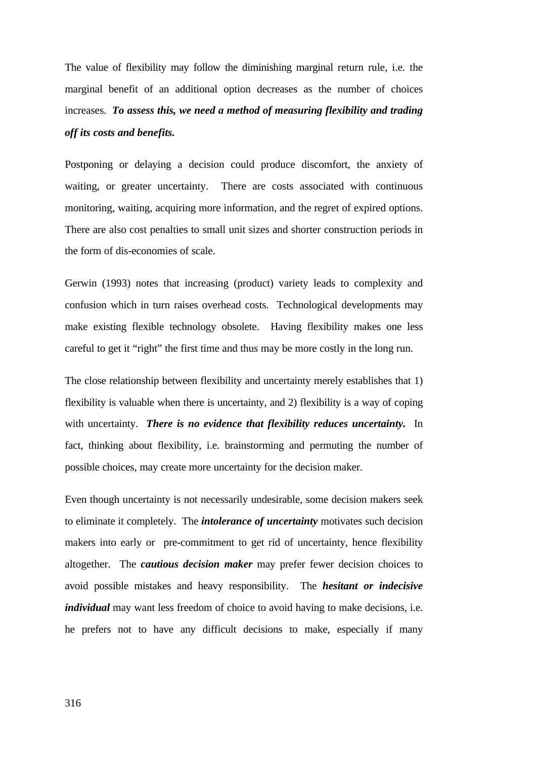The value of flexibility may follow the diminishing marginal return rule, i.e. the marginal benefit of an additional option decreases as the number of choices increases. ***To assess this, we need a method of measuring flexibility and trading off its costs and benefits.***

Postponing or delaying a decision could produce discomfort, the anxiety of waiting, or greater uncertainty. There are costs associated with continuous monitoring, waiting, acquiring more information, and the regret of expired options. There are also cost penalties to small unit sizes and shorter construction periods in the form of dis-economies of scale.

Gerwin (1993) notes that increasing (product) variety leads to complexity and confusion which in turn raises overhead costs. Technological developments may make existing flexible technology obsolete. Having flexibility makes one less careful to get it "right" the first time and thus may be more costly in the long run.

The close relationship between flexibility and uncertainty merely establishes that 1) flexibility is valuable when there is uncertainty, and 2) flexibility is a way of coping with uncertainty. ***There is no evidence that flexibility reduces uncertainty.*** In fact, thinking about flexibility, i.e. brainstorming and permuting the number of possible choices, may create more uncertainty for the decision maker.

Even though uncertainty is not necessarily undesirable, some decision makers seek to eliminate it completely. The ***intolerance of uncertainty*** motivates such decision makers into early or pre-commitment to get rid of uncertainty, hence flexibility altogether. The ***cautious decision maker*** may prefer fewer decision choices to avoid possible mistakes and heavy responsibility. The ***hesitant or indecisive individual*** may want less freedom of choice to avoid having to make decisions, i.e. he prefers not to have any difficult decisions to make, especially if many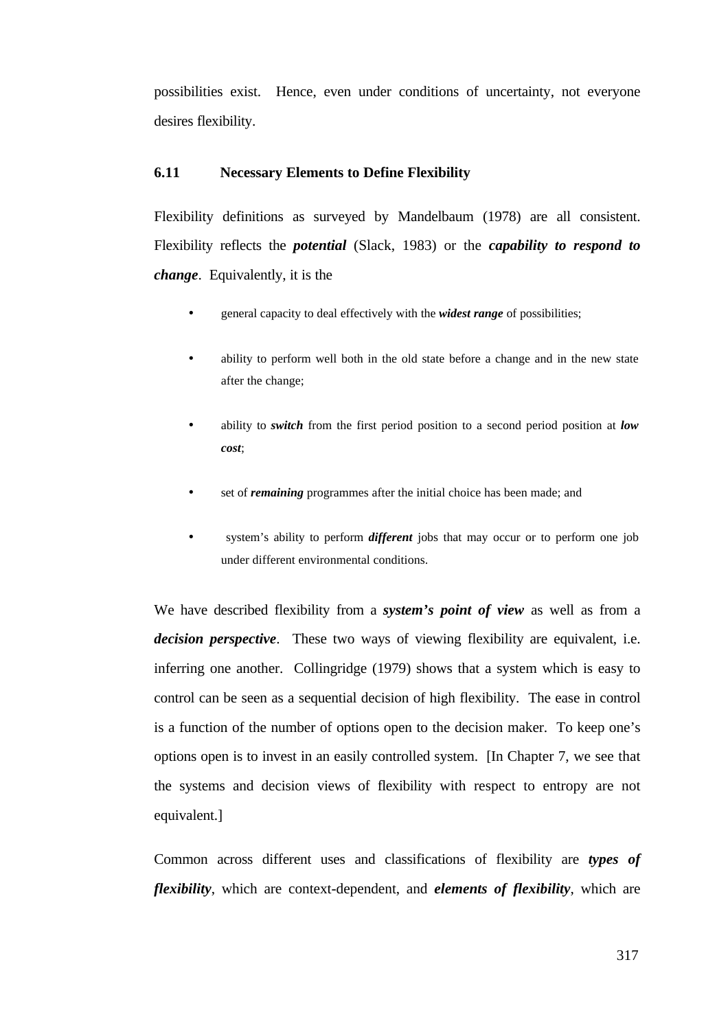possibilities exist. Hence, even under conditions of uncertainty, not everyone desires flexibility.

### 6.11 Necessary Elements to Define Flexibility

Flexibility definitions as surveyed by Mandelbaum (1978) are all consistent. Flexibility reflects the ***potential*** (Slack, 1983) or the ***capability to respond to change***. Equivalently, it is the

- general capacity to deal effectively with the ***widest range*** of possibilities;
- ability to perform well both in the old state before a change and in the new state after the change;
- ability to ***switch*** from the first period position to a second period position at ***low cost***;
- set of ***remaining*** programmes after the initial choice has been made; and
- system's ability to perform ***different*** jobs that may occur or to perform one job under different environmental conditions.

We have described flexibility from a ***system's point of view*** as well as from a ***decision perspective***. These two ways of viewing flexibility are equivalent, i.e. inferring one another. Collingridge (1979) shows that a system which is easy to control can be seen as a sequential decision of high flexibility. The ease in control is a function of the number of options open to the decision maker. To keep one's options open is to invest in an easily controlled system. [In Chapter 7, we see that the systems and decision views of flexibility with respect to entropy are not equivalent.]

Common across different uses and classifications of flexibility are ***types of flexibility***, which are context-dependent, and ***elements of flexibility***, which are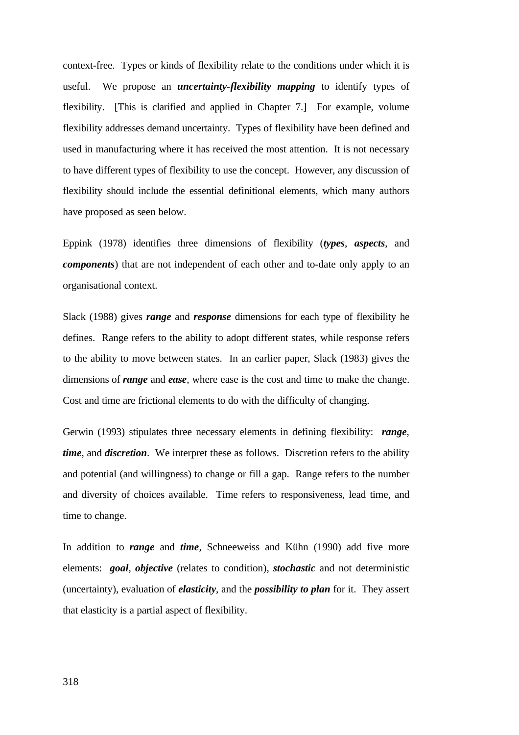context-free. Types or kinds of flexibility relate to the conditions under which it is useful. We propose an ***uncertainty-flexibility mapping*** to identify types of flexibility. [This is clarified and applied in Chapter 7.] For example, volume flexibility addresses demand uncertainty. Types of flexibility have been defined and used in manufacturing where it has received the most attention. It is not necessary to have different types of flexibility to use the concept. However, any discussion of flexibility should include the essential definitional elements, which many authors have proposed as seen below.

Eppink (1978) identifies three dimensions of flexibility (***types***, ***aspects***, and ***components***) that are not independent of each other and to-date only apply to an organisational context.

Slack (1988) gives ***range*** and ***response*** dimensions for each type of flexibility he defines. Range refers to the ability to adopt different states, while response refers to the ability to move between states. In an earlier paper, Slack (1983) gives the dimensions of ***range*** and ***ease***, where ease is the cost and time to make the change. Cost and time are frictional elements to do with the difficulty of changing.

Gerwin (1993) stipulates three necessary elements in defining flexibility: ***range***, ***time***, and ***discretion***. We interpret these as follows. Discretion refers to the ability and potential (and willingness) to change or fill a gap. Range refers to the number and diversity of choices available. Time refers to responsiveness, lead time, and time to change.

In addition to ***range*** and ***time***, Schneeweiss and Kühn (1990) add five more elements: ***goal***, ***objective*** (relates to condition), ***stochastic*** and not deterministic (uncertainty), evaluation of ***elasticity***, and the ***possibility to plan*** for it. They assert that elasticity is a partial aspect of flexibility.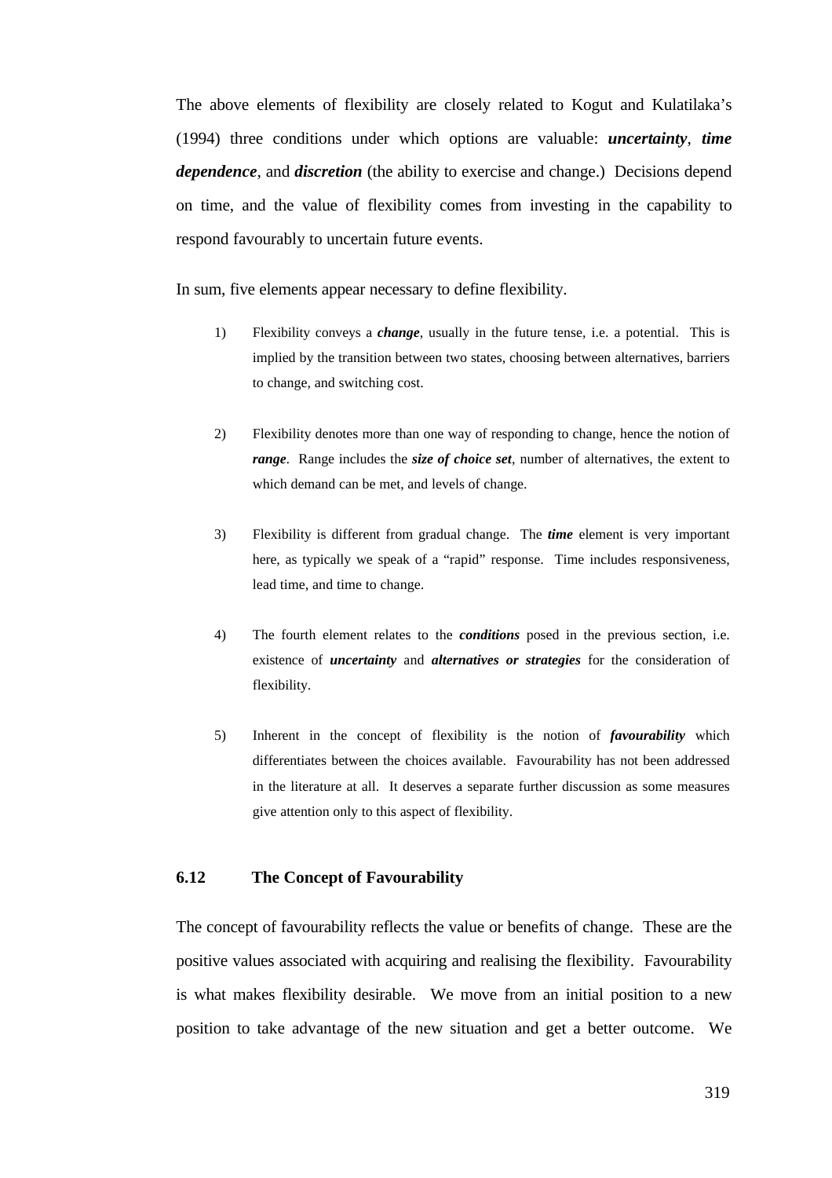The above elements of flexibility are closely related to Kogut and Kulatilaka's (1994) three conditions under which options are valuable: ***uncertainty***, ***time dependence***, and ***discretion*** (the ability to exercise and change.) Decisions depend on time, and the value of flexibility comes from investing in the capability to respond favourably to uncertain future events.

In sum, five elements appear necessary to define flexibility.

1) Flexibility conveys a ***change***, usually in the future tense, i.e. a potential. This is implied by the transition between two states, choosing between alternatives, barriers to change, and switching cost.

2) Flexibility denotes more than one way of responding to change, hence the notion of ***range***. Range includes the ***size of choice set***, number of alternatives, the extent to which demand can be met, and levels of change.

3) Flexibility is different from gradual change. The ***time*** element is very important here, as typically we speak of a "rapid" response. Time includes responsiveness, lead time, and time to change.

4) The fourth element relates to the ***conditions*** posed in the previous section, i.e. existence of ***uncertainty*** and ***alternatives or strategies*** for the consideration of flexibility.

5) Inherent in the concept of flexibility is the notion of ***favourability*** which differentiates between the choices available. Favourability has not been addressed in the literature at all. It deserves a separate further discussion as some measures give attention only to this aspect of flexibility.

### 6.12 The Concept of Favourability

The concept of favourability reflects the value or benefits of change. These are the positive values associated with acquiring and realising the flexibility. Favourability is what makes flexibility desirable. We move from an initial position to a new position to take advantage of the new situation and get a better outcome. We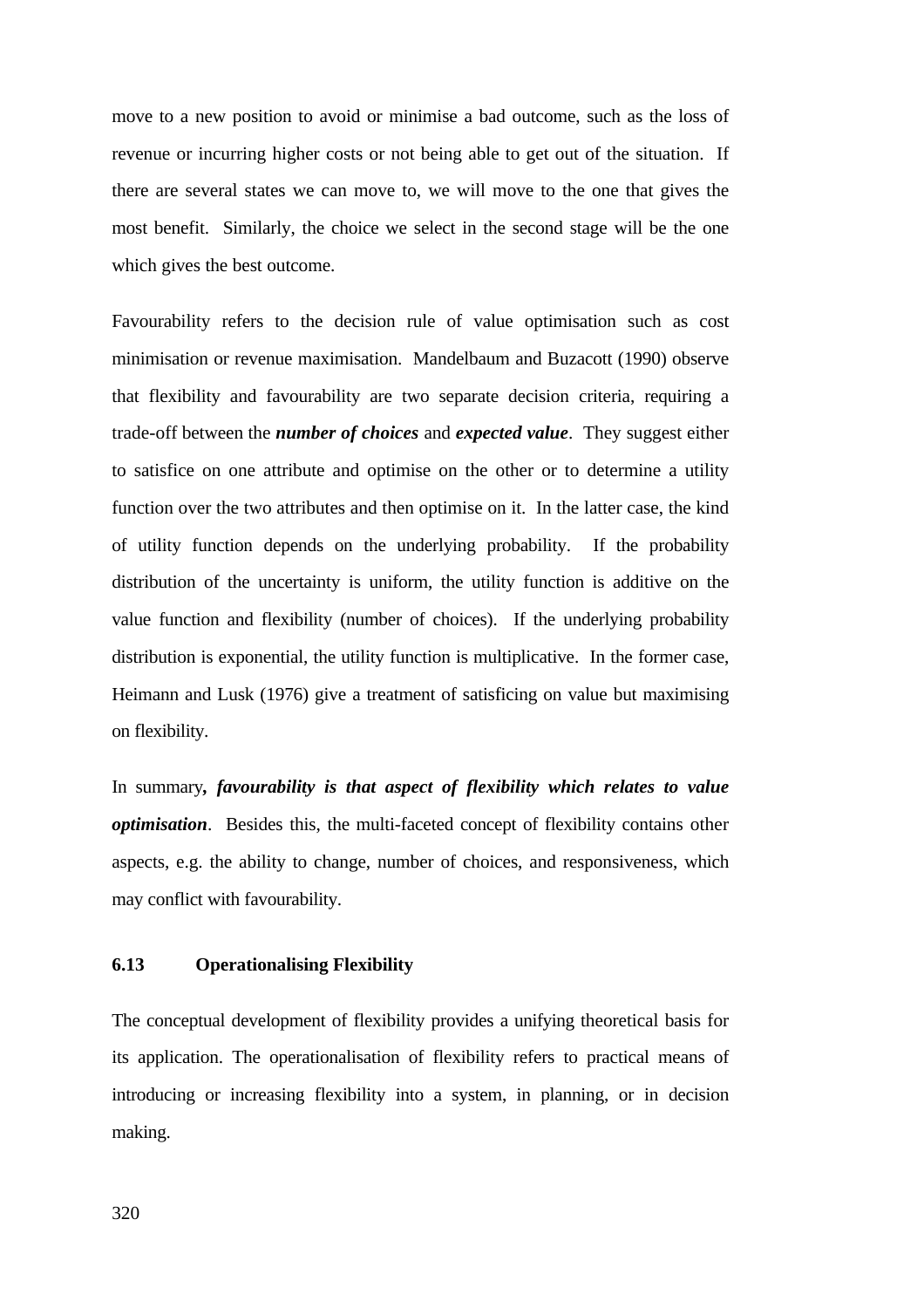move to a new position to avoid or minimise a bad outcome, such as the loss of revenue or incurring higher costs or not being able to get out of the situation. If there are several states we can move to, we will move to the one that gives the most benefit. Similarly, the choice we select in the second stage will be the one which gives the best outcome.

Favourability refers to the decision rule of value optimisation such as cost minimisation or revenue maximisation. Mandelbaum and Buzacott (1990) observe that flexibility and favourability are two separate decision criteria, requiring a trade-off between the ***number of choices*** and ***expected value***. They suggest either to satisfice on one attribute and optimise on the other or to determine a utility function over the two attributes and then optimise on it. In the latter case, the kind of utility function depends on the underlying probability. If the probability distribution of the uncertainty is uniform, the utility function is additive on the value function and flexibility (number of choices). If the underlying probability distribution is exponential, the utility function is multiplicative. In the former case, Heimann and Lusk (1976) give a treatment of satisficing on value but maximising on flexibility.

In summary***, favourability is that aspect of flexibility which relates to value optimisation***. Besides this, the multi-faceted concept of flexibility contains other aspects, e.g. the ability to change, number of choices, and responsiveness, which may conflict with favourability.

### 6.13 Operationalising Flexibility

The conceptual development of flexibility provides a unifying theoretical basis for its application. The operationalisation of flexibility refers to practical means of introducing or increasing flexibility into a system, in planning, or in decision making.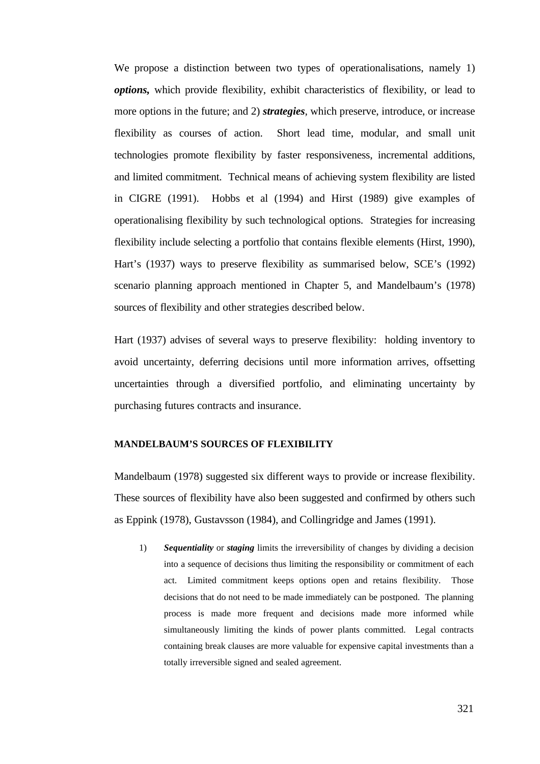We propose a distinction between two types of operationalisations, namely 1) ***options***, which provide flexibility, exhibit characteristics of flexibility, or lead to more options in the future; and 2) ***strategies***, which preserve, introduce, or increase flexibility as courses of action. Short lead time, modular, and small unit technologies promote flexibility by faster responsiveness, incremental additions, and limited commitment. Technical means of achieving system flexibility are listed in CIGRE (1991). Hobbs et al (1994) and Hirst (1989) give examples of operationalising flexibility by such technological options. Strategies for increasing flexibility include selecting a portfolio that contains flexible elements (Hirst, 1990), Hart's (1937) ways to preserve flexibility as summarised below, SCE's (1992) scenario planning approach mentioned in Chapter 5, and Mandelbaum's (1978) sources of flexibility and other strategies described below.

Hart (1937) advises of several ways to preserve flexibility: holding inventory to avoid uncertainty, deferring decisions until more information arrives, offsetting uncertainties through a diversified portfolio, and eliminating uncertainty by purchasing futures contracts and insurance.

#### MANDELBAUM'S SOURCES OF FLEXIBILITY

Mandelbaum (1978) suggested six different ways to provide or increase flexibility. These sources of flexibility have also been suggested and confirmed by others such as Eppink (1978), Gustavsson (1984), and Collingridge and James (1991).

1) ***Sequentiality*** or ***staging*** limits the irreversibility of changes by dividing a decision into a sequence of decisions thus limiting the responsibility or commitment of each act. Limited commitment keeps options open and retains flexibility. Those decisions that do not need to be made immediately can be postponed. The planning process is made more frequent and decisions made more informed while simultaneously limiting the kinds of power plants committed. Legal contracts containing break clauses are more valuable for expensive capital investments than a totally irreversible signed and sealed agreement.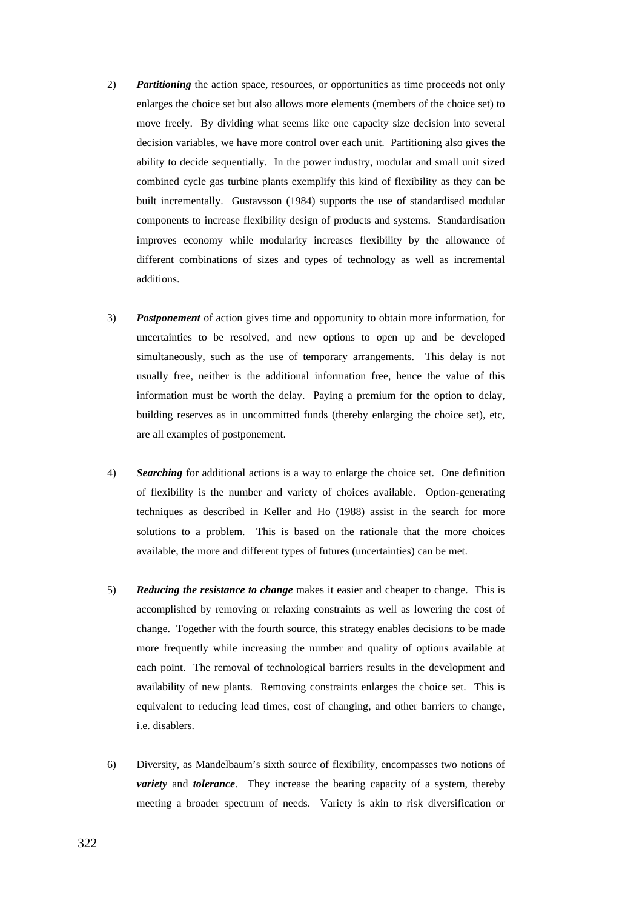2) ***Partitioning*** the action space, resources, or opportunities as time proceeds not only enlarges the choice set but also allows more elements (members of the choice set) to move freely. By dividing what seems like one capacity size decision into several decision variables, we have more control over each unit. Partitioning also gives the ability to decide sequentially. In the power industry, modular and small unit sized combined cycle gas turbine plants exemplify this kind of flexibility as they can be built incrementally. Gustavsson (1984) supports the use of standardised modular components to increase flexibility design of products and systems. Standardisation improves economy while modularity increases flexibility by the allowance of different combinations of sizes and types of technology as well as incremental additions.

3) ***Postponement*** of action gives time and opportunity to obtain more information, for uncertainties to be resolved, and new options to open up and be developed simultaneously, such as the use of temporary arrangements. This delay is not usually free, neither is the additional information free, hence the value of this information must be worth the delay. Paying a premium for the option to delay, building reserves as in uncommitted funds (thereby enlarging the choice set), etc, are all examples of postponement.

4) ***Searching*** for additional actions is a way to enlarge the choice set. One definition of flexibility is the number and variety of choices available. Option-generating techniques as described in Keller and Ho (1988) assist in the search for more solutions to a problem. This is based on the rationale that the more choices available, the more and different types of futures (uncertainties) can be met.

5) ***Reducing the resistance to change*** makes it easier and cheaper to change. This is accomplished by removing or relaxing constraints as well as lowering the cost of change. Together with the fourth source, this strategy enables decisions to be made more frequently while increasing the number and quality of options available at each point. The removal of technological barriers results in the development and availability of new plants. Removing constraints enlarges the choice set. This is equivalent to reducing lead times, cost of changing, and other barriers to change, i.e. disablers.

6) Diversity, as Mandelbaum's sixth source of flexibility, encompasses two notions of ***variety*** and ***tolerance***. They increase the bearing capacity of a system, thereby meeting a broader spectrum of needs. Variety is akin to risk diversification or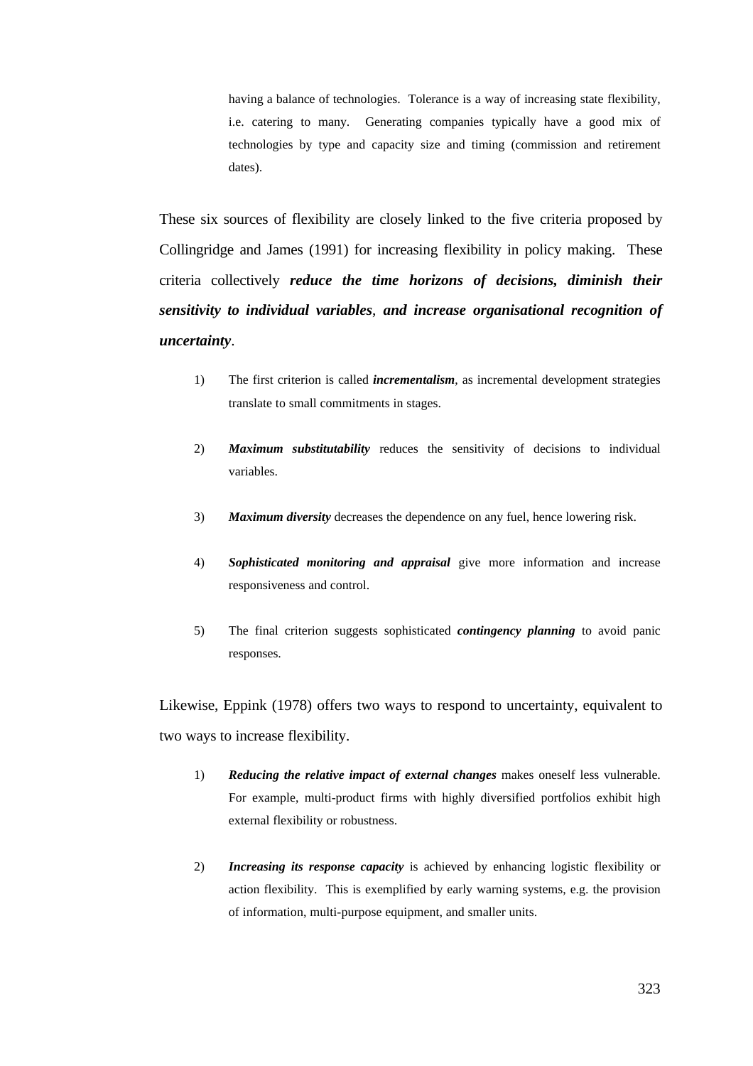having a balance of technologies. Tolerance is a way of increasing state flexibility, i.e. catering to many. Generating companies typically have a good mix of technologies by type and capacity size and timing (commission and retirement dates).

These six sources of flexibility are closely linked to the five criteria proposed by Collingridge and James (1991) for increasing flexibility in policy making. These criteria collectively ***reduce the time horizons of decisions, diminish their sensitivity to individual variables***, ***and increase organisational recognition of uncertainty***.

1) The first criterion is called ***incrementalism***, as incremental development strategies translate to small commitments in stages.

2) ***Maximum substitutability*** reduces the sensitivity of decisions to individual variables.

3) ***Maximum diversity*** decreases the dependence on any fuel, hence lowering risk.

4) ***Sophisticated monitoring and appraisal*** give more information and increase responsiveness and control.

5) The final criterion suggests sophisticated ***contingency planning*** to avoid panic responses.

Likewise, Eppink (1978) offers two ways to respond to uncertainty, equivalent to two ways to increase flexibility.

1) ***Reducing the relative impact of external changes*** makes oneself less vulnerable. For example, multi-product firms with highly diversified portfolios exhibit high external flexibility or robustness.

2) ***Increasing its response capacity*** is achieved by enhancing logistic flexibility or action flexibility. This is exemplified by early warning systems, e.g. the provision of information, multi-purpose equipment, and smaller units.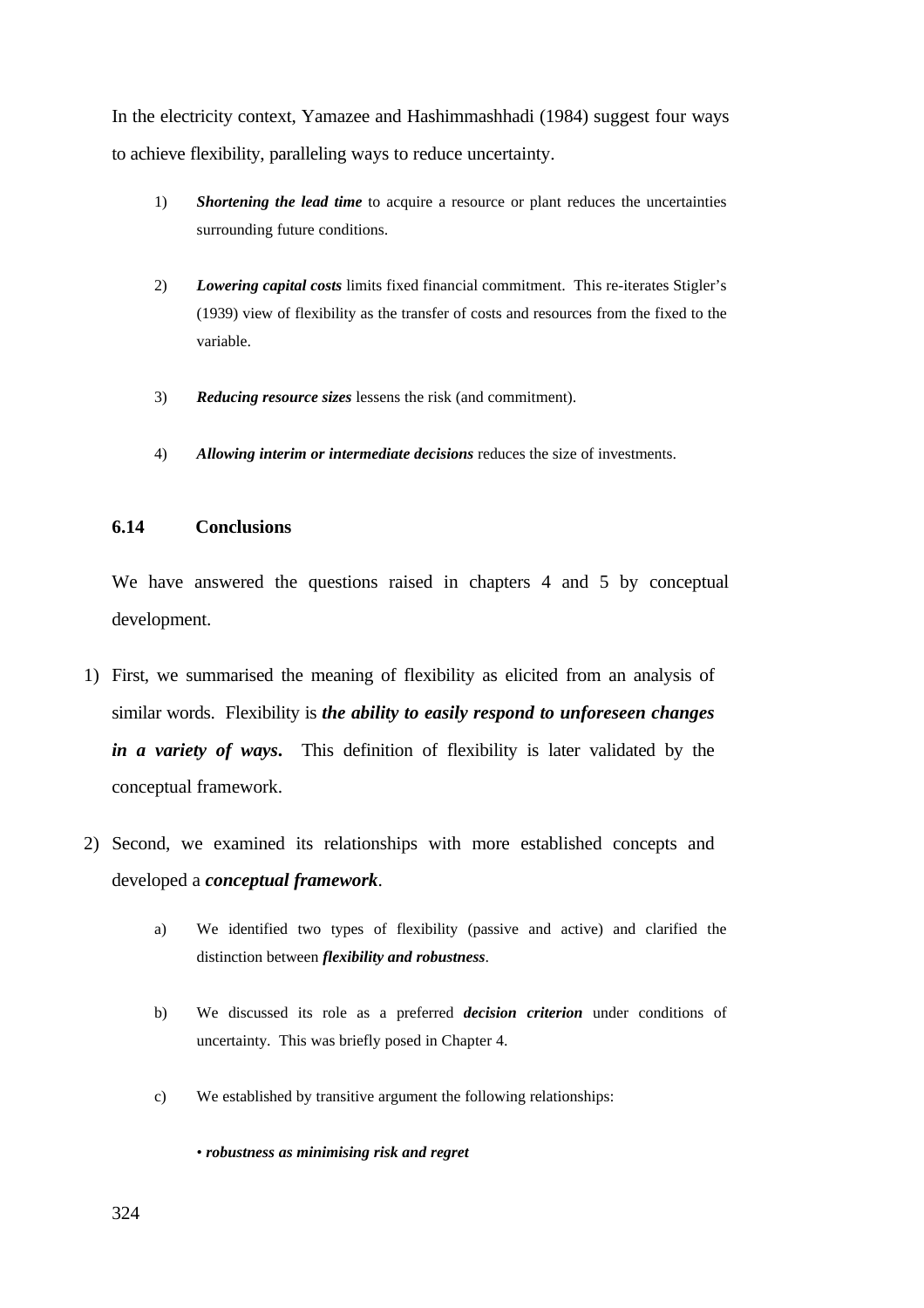In the electricity context, Yamazee and Hashimmashhadi (1984) suggest four ways to achieve flexibility, paralleling ways to reduce uncertainty.

1) ***Shortening the lead time*** to acquire a resource or plant reduces the uncertainties surrounding future conditions.

2) ***Lowering capital costs*** limits fixed financial commitment. This re-iterates Stigler's (1939) view of flexibility as the transfer of costs and resources from the fixed to the variable.

3) ***Reducing resource sizes*** lessens the risk (and commitment).

4) ***Allowing interim or intermediate decisions*** reduces the size of investments.

### 6.14 Conclusions

We have answered the questions raised in chapters 4 and 5 by conceptual development.

1) First, we summarised the meaning of flexibility as elicited from an analysis of similar words. Flexibility is ***the ability to easily respond to unforeseen changes in a variety of ways***. This definition of flexibility is later validated by the conceptual framework.

2) Second, we examined its relationships with more established concepts and developed a ***conceptual framework***.

   a) We identified two types of flexibility (passive and active) and clarified the distinction between ***flexibility and robustness***.

   b) We discussed its role as a preferred ***decision criterion*** under conditions of uncertainty. This was briefly posed in Chapter 4.

   c) We established by transitive argument the following relationships:

      • ***robustness as minimising risk and regret***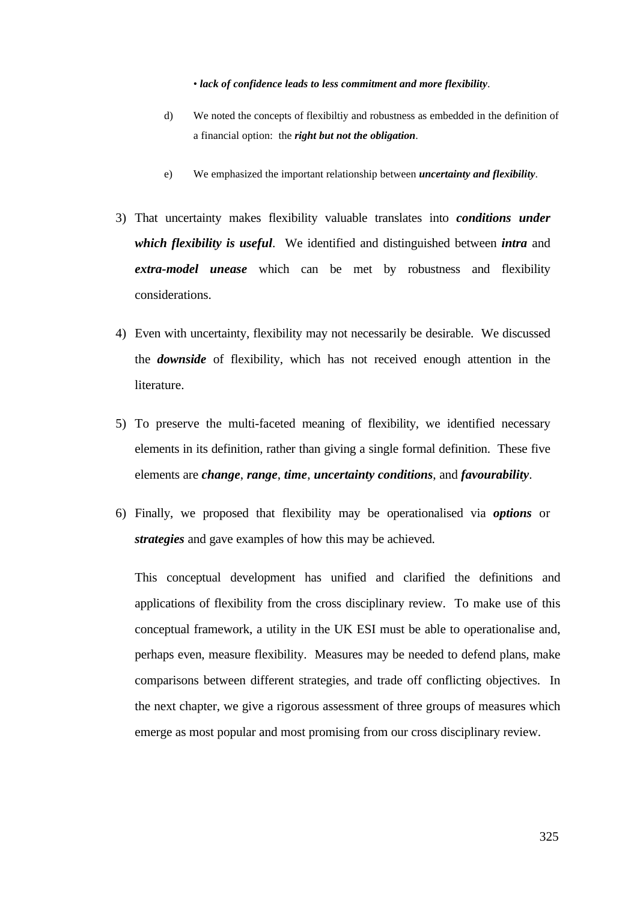• ***lack of confidence leads to less commitment and more flexibility***.

d) We noted the concepts of flexibiltiy and robustness as embedded in the definition of a financial option: the ***right but not the obligation***.

e) We emphasized the important relationship between ***uncertainty and flexibility***.

3) That uncertainty makes flexibility valuable translates into ***conditions under which flexibility is useful***. We identified and distinguished between ***intra*** and ***extra-model unease*** which can be met by robustness and flexibility considerations.

4) Even with uncertainty, flexibility may not necessarily be desirable. We discussed the ***downside*** of flexibility, which has not received enough attention in the literature.

5) To preserve the multi-faceted meaning of flexibility, we identified necessary elements in its definition, rather than giving a single formal definition. These five elements are ***change***, ***range***, ***time***, ***uncertainty conditions***, and ***favourability***.

6) Finally, we proposed that flexibility may be operationalised via ***options*** or ***strategies*** and gave examples of how this may be achieved.

This conceptual development has unified and clarified the definitions and applications of flexibility from the cross disciplinary review. To make use of this conceptual framework, a utility in the UK ESI must be able to operationalise and, perhaps even, measure flexibility. Measures may be needed to defend plans, make comparisons between different strategies, and trade off conflicting objectives. In the next chapter, we give a rigorous assessment of three groups of measures which emerge as most popular and most promising from our cross disciplinary review.